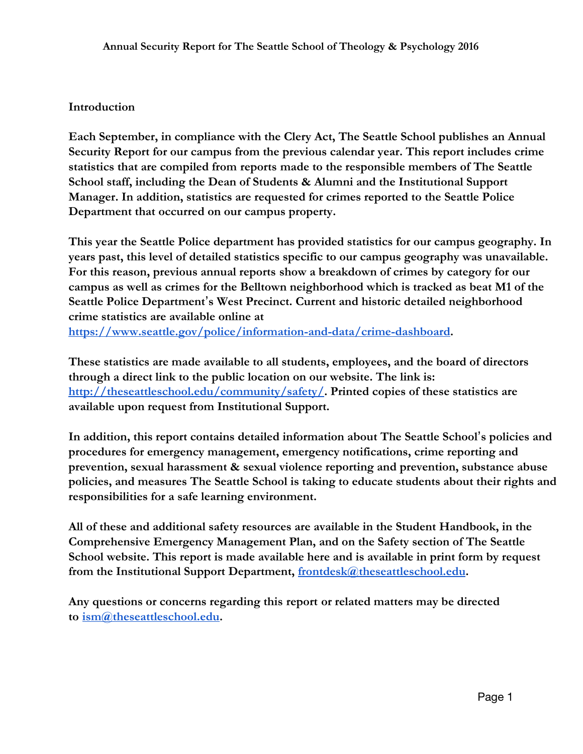# Annual Security Report for The Seattle School of Theology & Psychology 2016

## Introduction

**Each September, in compliance with the Clery Act, The Seattle School publishes an Annual Security Report for our campus from the previous calendar year. This report includes crime statistics that are compiled from reports made to the responsible members of The Seattle School staff, including the Dean of Students & Alumni and the Institutional Support Manager. In addition, statistics are requested for crimes reported to the Seattle Police Department that occurred on our campus property.**

**This year the Seattle Police department has provided statistics for our campus geography. In years past, this level of detailed statistics specific to our campus geography was unavailable. For this reason, previous annual reports show a breakdown of crimes by category for our campus as well as crimes for the Belltown neighborhood which is tracked as beat M1 of the Seattle Police Department's West Precinct. Current and historic detailed neighborhood crime statistics are available online at [https://www.seattle.gov/police/information-and-data/crime-dashboard](https://www.seattle.gov/police/information-and-data/crime-dashboard).**

**These statistics are made available to all students, employees, and the board of directors through a direct link to the public location on our website. The link is: [http://theseattleschool.edu/community/safety/](http://theseattleschool.edu/community/safety/). Printed copies of these statistics are available upon request from Institutional Support.**

**In addition, this report contains detailed information about The Seattle School's policies and procedures for emergency management, emergency notifications, crime reporting and prevention, sexual harassment & sexual violence reporting and prevention, substance abuse policies, and measures The Seattle School is taking to educate students about their rights and responsibilities for a safe learning environment.**

**All of these and additional safety resources are available in the Student Handbook, in the Comprehensive Emergency Management Plan, and on the Safety section of The Seattle School website. This report is made available here and is available in print form by request from the Institutional Support Department, [frontdesk@theseattleschool.edu](mailto:frontdesk@theseattleschool.edu).**

**Any questions or concerns regarding this report or related matters may be directed to [ism@theseattleschool.edu](mailto:ism@theseattleschool.edu).**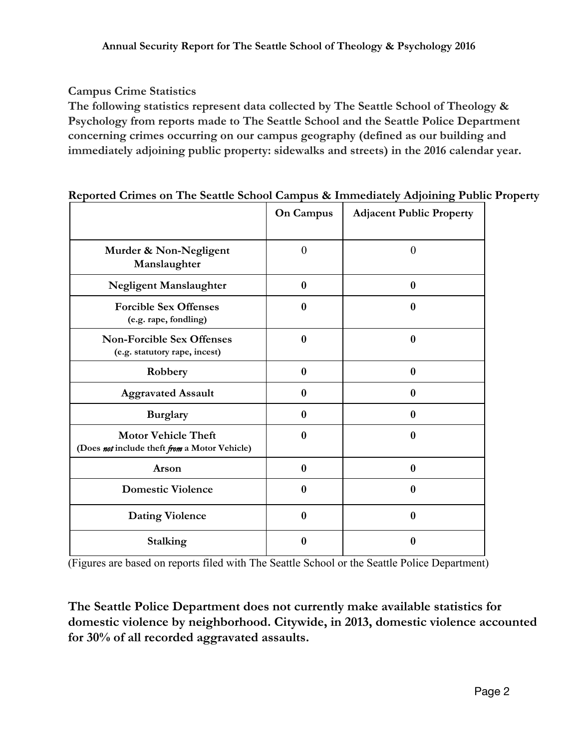**Campus Crime Statistics**

**The following statistics represent data collected by The Seattle School of Theology & Psychology from reports made to The Seattle School and the Seattle Police Department concerning crimes occurring on our campus geography (defined as our building and immediately adjoining public property: sidewalks and streets) in the 2016 calendar year.**

**Reported Crimes on The Seattle School Campus & Immediately Adjoining Public Property**

| | **On Campus** | **Adjacent Public Property** |
|---|---|---|
| **Murder & Non-Negligent Manslaughter** | 0 | 0 |
| **Negligent Manslaughter** | **0** | **0** |
| **Forcible Sex Offenses** (e.g. rape, fondling) | **0** | **0** |
| **Non-Forcible Sex Offenses** (e.g. statutory rape, incest) | **0** | **0** |
| **Robbery** | **0** | **0** |
| **Aggravated Assault** | **0** | **0** |
| **Burglary** | **0** | **0** |
| **Motor Vehicle Theft** (Does *not* include theft *from* a Motor Vehicle) | **0** | **0** |
| **Arson** | **0** | **0** |
| **Domestic Violence** | **0** | **0** |
| **Dating Violence** | **0** | **0** |
| **Stalking** | **0** | **0** |

(Figures are based on reports filed with The Seattle School or the Seattle Police Department)

**The Seattle Police Department does not currently make available statistics for domestic violence by neighborhood. Citywide, in 2013, domestic violence accounted for 30% of all recorded aggravated assaults.**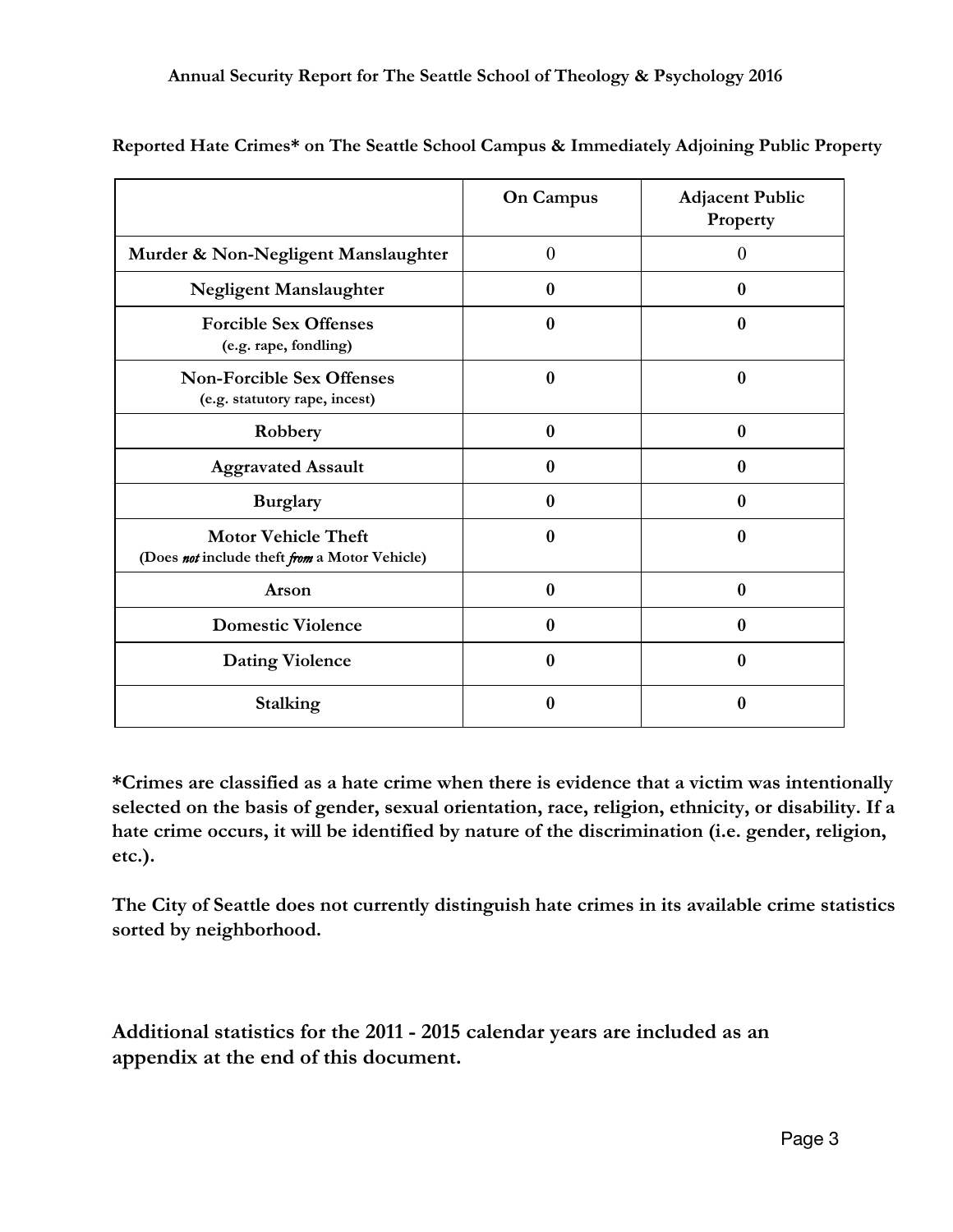**Reported Hate Crimes* on The Seattle School Campus & Immediately Adjoining Public Property**

| | On Campus | Adjacent Public Property |
|---|---|---|
| **Murder & Non-Negligent Manslaughter** | 0 | 0 |
| **Negligent Manslaughter** | **0** | **0** |
| **Forcible Sex Offenses** (e.g. rape, fondling) | **0** | **0** |
| **Non-Forcible Sex Offenses** (e.g. statutory rape, incest) | **0** | **0** |
| **Robbery** | **0** | **0** |
| **Aggravated Assault** | **0** | **0** |
| **Burglary** | **0** | **0** |
| **Motor Vehicle Theft** (Does *not* include theft *from* a Motor Vehicle) | **0** | **0** |
| **Arson** | **0** | **0** |
| **Domestic Violence** | **0** | **0** |
| **Dating Violence** | **0** | **0** |
| **Stalking** | **0** | **0** |

***Crimes are classified as a hate crime when there is evidence that a victim was intentionally selected on the basis of gender, sexual orientation, race, religion, ethnicity, or disability. If a hate crime occurs, it will be identified by nature of the discrimination (i.e. gender, religion, etc.).**

**The City of Seattle does not currently distinguish hate crimes in its available crime statistics sorted by neighborhood.**

**Additional statistics for the 2011 - 2015 calendar years are included as an appendix at the end of this document.**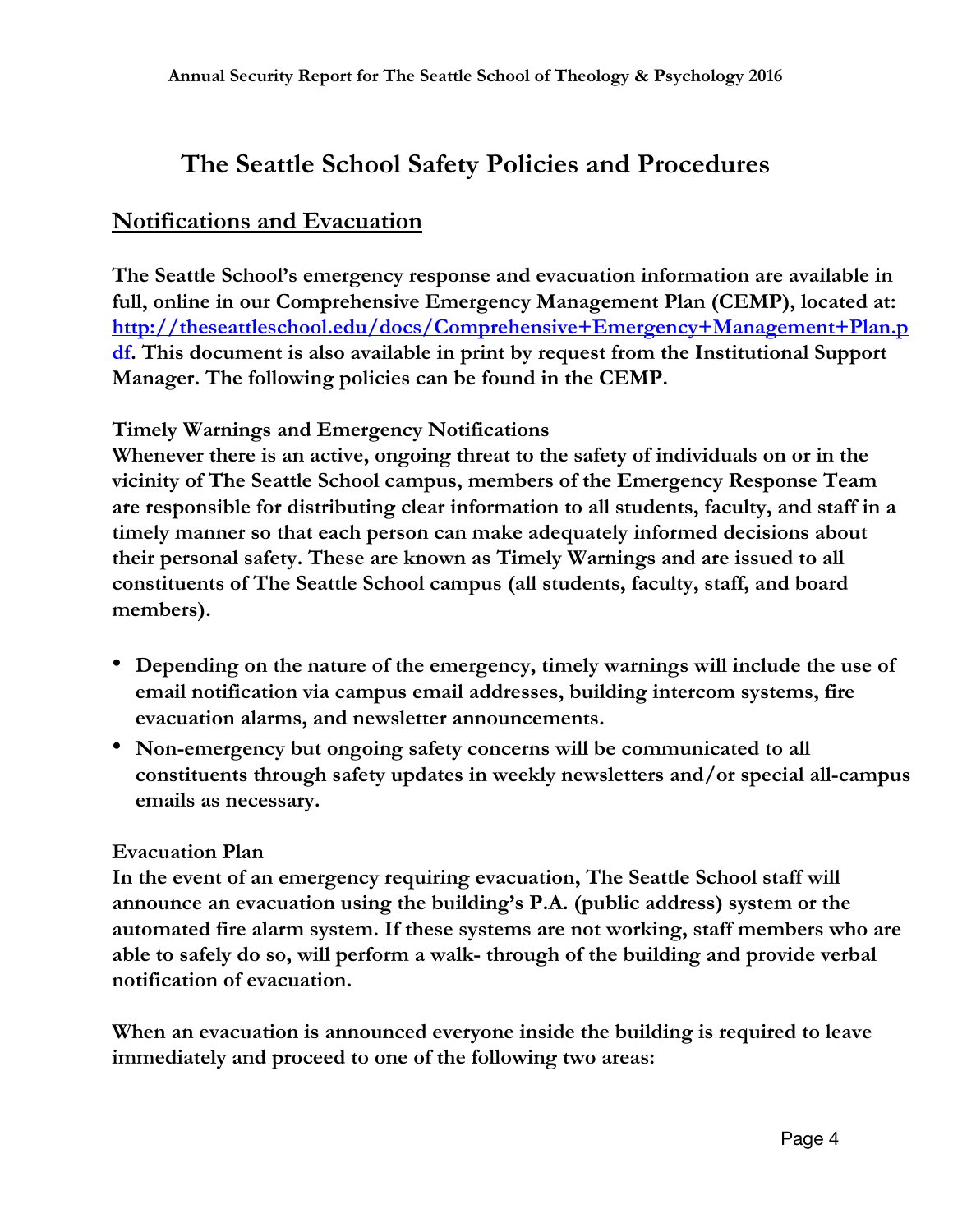# The Seattle School Safety Policies and Procedures

## Notifications and Evacuation

**The Seattle School's emergency response and evacuation information are available in full, online in our Comprehensive Emergency Management Plan (CEMP), located at: [http://theseattleschool.edu/docs/Comprehensive+Emergency+Management+Plan.pdf](http://theseattleschool.edu/docs/Comprehensive+Emergency+Management+Plan.pdf). This document is also available in print by request from the Institutional Support Manager. The following policies can be found in the CEMP.**

**Timely Warnings and Emergency Notifications**

**Whenever there is an active, ongoing threat to the safety of individuals on or in the vicinity of The Seattle School campus, members of the Emergency Response Team are responsible for distributing clear information to all students, faculty, and staff in a timely manner so that each person can make adequately informed decisions about their personal safety. These are known as Timely Warnings and are issued to all constituents of The Seattle School campus (all students, faculty, staff, and board members).**

- **Depending on the nature of the emergency, timely warnings will include the use of email notification via campus email addresses, building intercom systems, fire evacuation alarms, and newsletter announcements.**
- **Non-emergency but ongoing safety concerns will be communicated to all constituents through safety updates in weekly newsletters and/or special all-campus emails as necessary.**

**Evacuation Plan**

**In the event of an emergency requiring evacuation, The Seattle School staff will announce an evacuation using the building's P.A. (public address) system or the automated fire alarm system. If these systems are not working, staff members who are able to safely do so, will perform a walk- through of the building and provide verbal notification of evacuation.**

**When an evacuation is announced everyone inside the building is required to leave immediately and proceed to one of the following two areas:**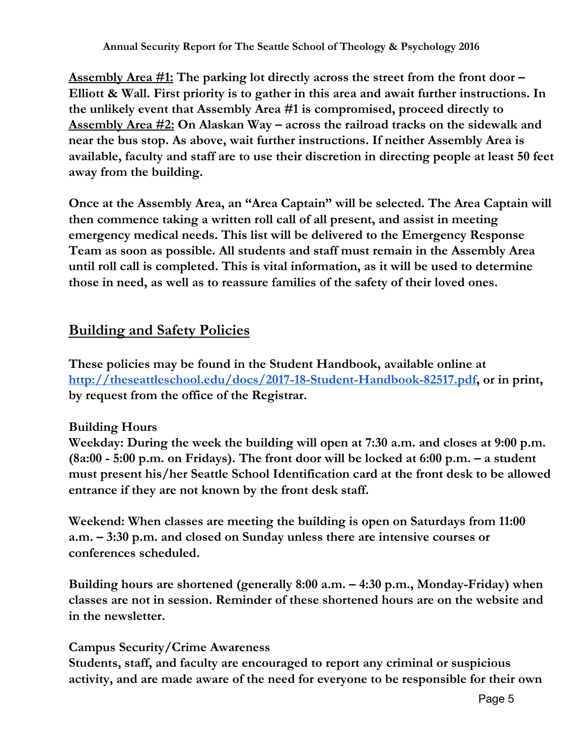**Assembly Area #1:** The parking lot directly across the street from the front door – Elliott & Wall. First priority is to gather in this area and await further instructions. In the unlikely event that Assembly Area #1 is compromised, proceed directly to **Assembly Area #2:** On Alaskan Way – across the railroad tracks on the sidewalk and near the bus stop. As above, wait further instructions. If neither Assembly Area is available, faculty and staff are to use their discretion in directing people at least 50 feet away from the building.

Once at the Assembly Area, an "Area Captain" will be selected. The Area Captain will then commence taking a written roll call of all present, and assist in meeting emergency medical needs. This list will be delivered to the Emergency Response Team as soon as possible. All students and staff must remain in the Assembly Area until roll call is completed. This is vital information, as it will be used to determine those in need, as well as to reassure families of the safety of their loved ones.

## Building and Safety Policies

These policies may be found in the Student Handbook, available online at [http://theseattleschool.edu/docs/2017-18-Student-Handbook-82517.pdf](http://theseattleschool.edu/docs/2017-18-Student-Handbook-82517.pdf), or in print, by request from the office of the Registrar.

**Building Hours**

Weekday: During the week the building will open at 7:30 a.m. and closes at 9:00 p.m. (8a:00 - 5:00 p.m. on Fridays). The front door will be locked at 6:00 p.m. – a student must present his/her Seattle School Identification card at the front desk to be allowed entrance if they are not known by the front desk staff.

Weekend: When classes are meeting the building is open on Saturdays from 11:00 a.m. – 3:30 p.m. and closed on Sunday unless there are intensive courses or conferences scheduled.

Building hours are shortened (generally 8:00 a.m. – 4:30 p.m., Monday-Friday) when classes are not in session. Reminder of these shortened hours are on the website and in the newsletter.

**Campus Security/Crime Awareness**

Students, staff, and faculty are encouraged to report any criminal or suspicious activity, and are made aware of the need for everyone to be responsible for their own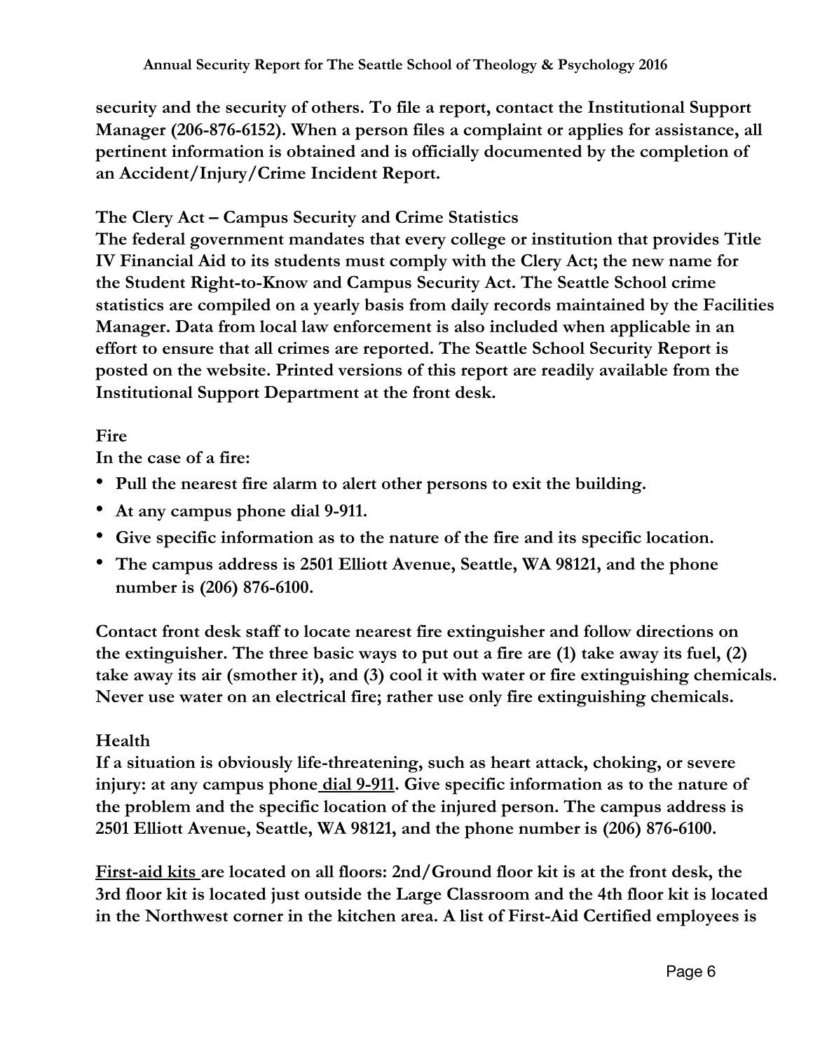**security and the security of others. To file a report, contact the Institutional Support Manager (206-876-6152). When a person files a complaint or applies for assistance, all pertinent information is obtained and is officially documented by the completion of an Accident/Injury/Crime Incident Report.**

**The Clery Act – Campus Security and Crime Statistics**

**The federal government mandates that every college or institution that provides Title IV Financial Aid to its students must comply with the Clery Act; the new name for the Student Right-to-Know and Campus Security Act. The Seattle School crime statistics are compiled on a yearly basis from daily records maintained by the Facilities Manager. Data from local law enforcement is also included when applicable in an effort to ensure that all crimes are reported. The Seattle School Security Report is posted on the website. Printed versions of this report are readily available from the Institutional Support Department at the front desk.**

**Fire**

**In the case of a fire:**

- **Pull the nearest fire alarm to alert other persons to exit the building.**
- **At any campus phone dial 9-911.**
- **Give specific information as to the nature of the fire and its specific location.**
- **The campus address is 2501 Elliott Avenue, Seattle, WA 98121, and the phone number is (206) 876-6100.**

**Contact front desk staff to locate nearest fire extinguisher and follow directions on the extinguisher. The three basic ways to put out a fire are (1) take away its fuel, (2) take away its air (smother it), and (3) cool it with water or fire extinguishing chemicals. Never use water on an electrical fire; rather use only fire extinguishing chemicals.**

**Health**

**If a situation is obviously life-threatening, such as heart attack, choking, or severe injury: at any campus phone dial 9-911. Give specific information as to the nature of the problem and the specific location of the injured person. The campus address is 2501 Elliott Avenue, Seattle, WA 98121, and the phone number is (206) 876-6100.**

**First-aid kits are located on all floors: 2nd/Ground floor kit is at the front desk, the 3rd floor kit is located just outside the Large Classroom and the 4th floor kit is located in the Northwest corner in the kitchen area. A list of First-Aid Certified employees is**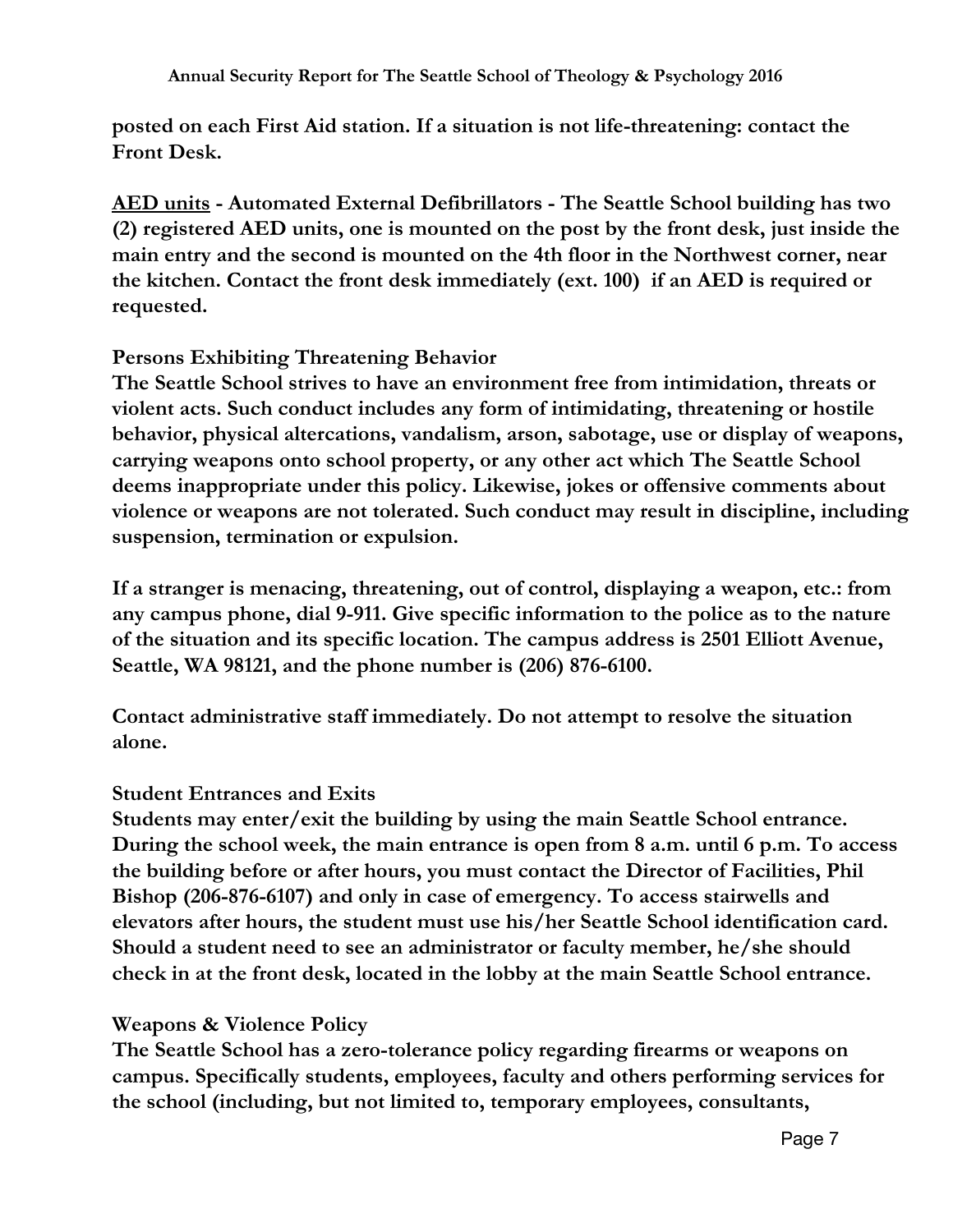**posted on each First Aid station. If a situation is not life-threatening: contact the Front Desk.**

**<u>AED units</u> - Automated External Defibrillators - The Seattle School building has two (2) registered AED units, one is mounted on the post by the front desk, just inside the main entry and the second is mounted on the 4th floor in the Northwest corner, near the kitchen. Contact the front desk immediately (ext. 100) if an AED is required or requested.**

**Persons Exhibiting Threatening Behavior**

**The Seattle School strives to have an environment free from intimidation, threats or violent acts. Such conduct includes any form of intimidating, threatening or hostile behavior, physical altercations, vandalism, arson, sabotage, use or display of weapons, carrying weapons onto school property, or any other act which The Seattle School deems inappropriate under this policy. Likewise, jokes or offensive comments about violence or weapons are not tolerated. Such conduct may result in discipline, including suspension, termination or expulsion.**

**If a stranger is menacing, threatening, out of control, displaying a weapon, etc.: from any campus phone, dial 9-911. Give specific information to the police as to the nature of the situation and its specific location. The campus address is 2501 Elliott Avenue, Seattle, WA 98121, and the phone number is (206) 876-6100.**

**Contact administrative staff immediately. Do not attempt to resolve the situation alone.**

**Student Entrances and Exits**

**Students may enter/exit the building by using the main Seattle School entrance. During the school week, the main entrance is open from 8 a.m. until 6 p.m. To access the building before or after hours, you must contact the Director of Facilities, Phil Bishop (206-876-6107) and only in case of emergency. To access stairwells and elevators after hours, the student must use his/her Seattle School identification card. Should a student need to see an administrator or faculty member, he/she should check in at the front desk, located in the lobby at the main Seattle School entrance.**

**Weapons & Violence Policy**

**The Seattle School has a zero-tolerance policy regarding firearms or weapons on campus. Specifically students, employees, faculty and others performing services for the school (including, but not limited to, temporary employees, consultants,**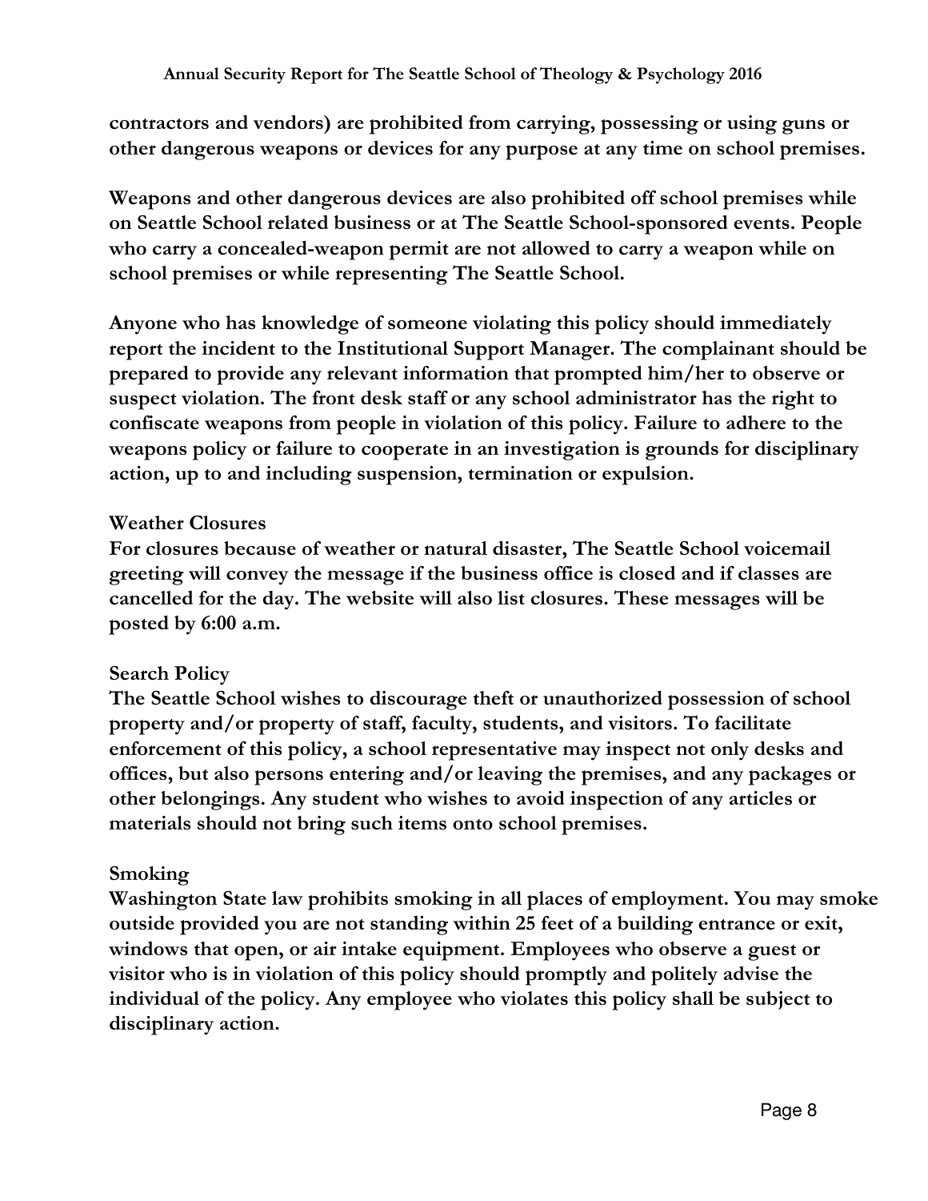**contractors and vendors) are prohibited from carrying, possessing or using guns or other dangerous weapons or devices for any purpose at any time on school premises.**

**Weapons and other dangerous devices are also prohibited off school premises while on Seattle School related business or at The Seattle School-sponsored events. People who carry a concealed-weapon permit are not allowed to carry a weapon while on school premises or while representing The Seattle School.**

**Anyone who has knowledge of someone violating this policy should immediately report the incident to the Institutional Support Manager. The complainant should be prepared to provide any relevant information that prompted him/her to observe or suspect violation. The front desk staff or any school administrator has the right to confiscate weapons from people in violation of this policy. Failure to adhere to the weapons policy or failure to cooperate in an investigation is grounds for disciplinary action, up to and including suspension, termination or expulsion.**

### Weather Closures

**For closures because of weather or natural disaster, The Seattle School voicemail greeting will convey the message if the business office is closed and if classes are cancelled for the day. The website will also list closures. These messages will be posted by 6:00 a.m.**

### Search Policy

**The Seattle School wishes to discourage theft or unauthorized possession of school property and/or property of staff, faculty, students, and visitors. To facilitate enforcement of this policy, a school representative may inspect not only desks and offices, but also persons entering and/or leaving the premises, and any packages or other belongings. Any student who wishes to avoid inspection of any articles or materials should not bring such items onto school premises.**

### Smoking

**Washington State law prohibits smoking in all places of employment. You may smoke outside provided you are not standing within 25 feet of a building entrance or exit, windows that open, or air intake equipment. Employees who observe a guest or visitor who is in violation of this policy should promptly and politely advise the individual of the policy. Any employee who violates this policy shall be subject to disciplinary action.**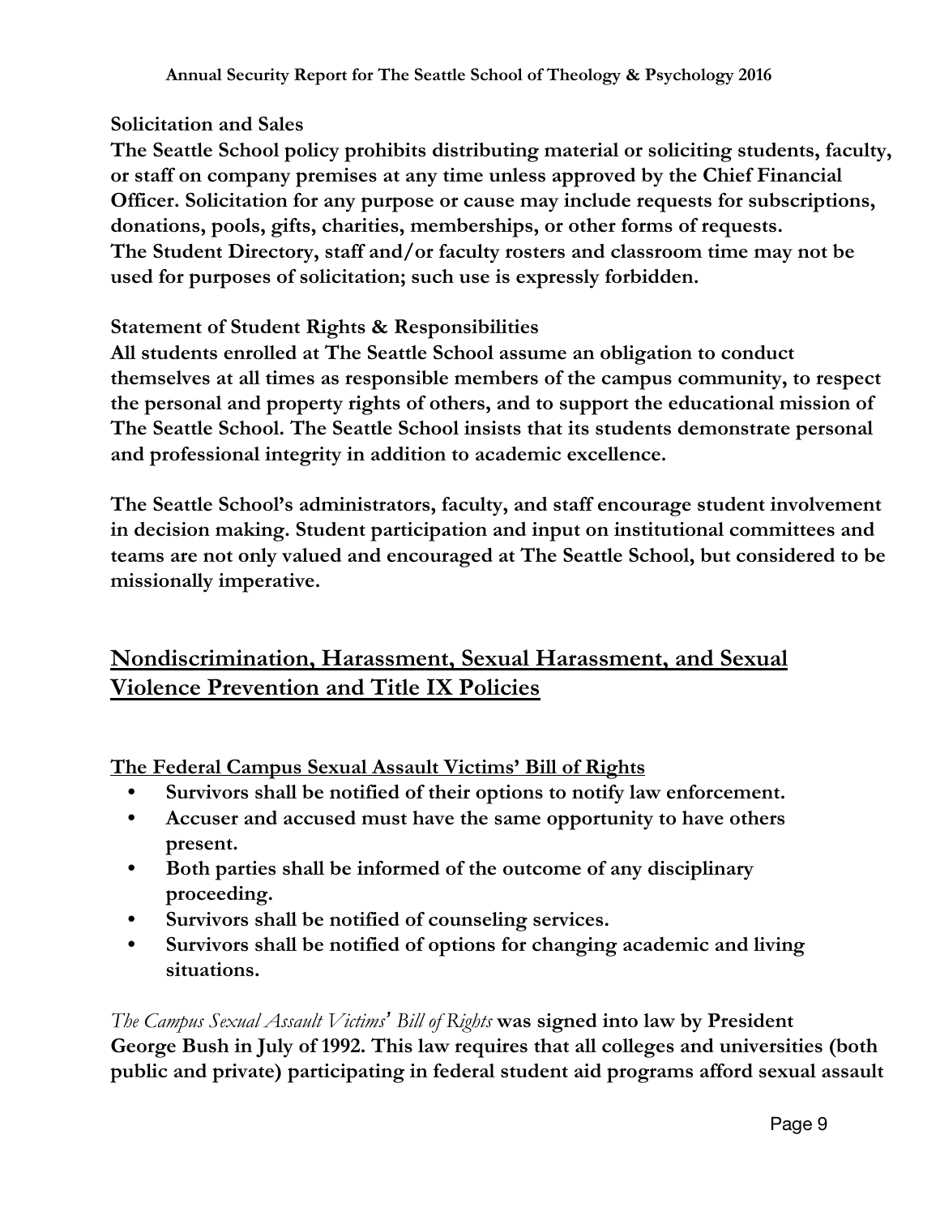**Solicitation and Sales**

**The Seattle School policy prohibits distributing material or soliciting students, faculty, or staff on company premises at any time unless approved by the Chief Financial Officer. Solicitation for any purpose or cause may include requests for subscriptions, donations, pools, gifts, charities, memberships, or other forms of requests. The Student Directory, staff and/or faculty rosters and classroom time may not be used for purposes of solicitation; such use is expressly forbidden.**

**Statement of Student Rights & Responsibilities**

**All students enrolled at The Seattle School assume an obligation to conduct themselves at all times as responsible members of the campus community, to respect the personal and property rights of others, and to support the educational mission of The Seattle School. The Seattle School insists that its students demonstrate personal and professional integrity in addition to academic excellence.**

**The Seattle School's administrators, faculty, and staff encourage student involvement in decision making. Student participation and input on institutional committees and teams are not only valued and encouraged at The Seattle School, but considered to be missionally imperative.**

## Nondiscrimination, Harassment, Sexual Harassment, and Sexual Violence Prevention and Title IX Policies

### The Federal Campus Sexual Assault Victims' Bill of Rights

- **Survivors shall be notified of their options to notify law enforcement.**
- **Accuser and accused must have the same opportunity to have others present.**
- **Both parties shall be informed of the outcome of any disciplinary proceeding.**
- **Survivors shall be notified of counseling services.**
- **Survivors shall be notified of options for changing academic and living situations.**

*The Campus Sexual Assault Victims' Bill of Rights* **was signed into law by President George Bush in July of 1992. This law requires that all colleges and universities (both public and private) participating in federal student aid programs afford sexual assault**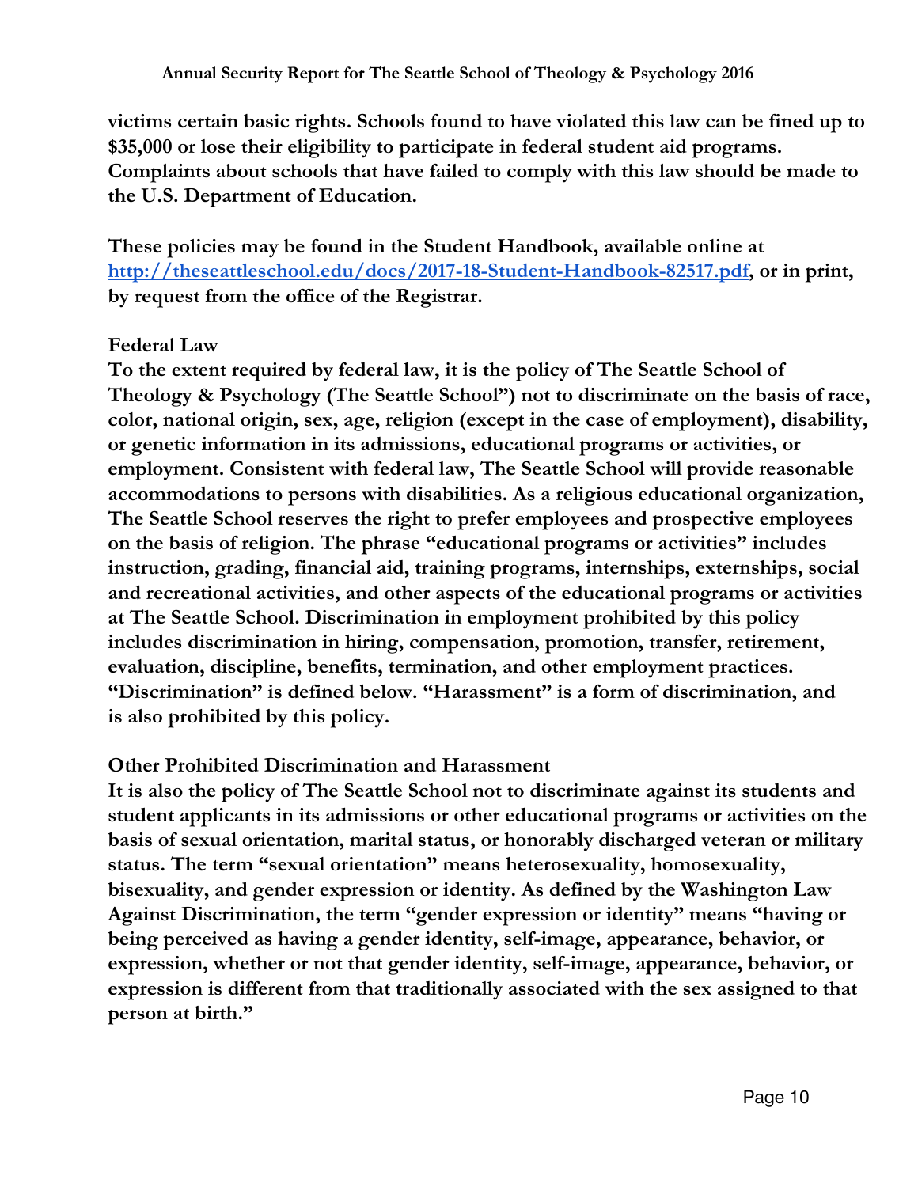**victims certain basic rights. Schools found to have violated this law can be fined up to $35,000 or lose their eligibility to participate in federal student aid programs. Complaints about schools that have failed to comply with this law should be made to the U.S. Department of Education.**

**These policies may be found in the Student Handbook, available online at [http://theseattleschool.edu/docs/2017-18-Student-Handbook-82517.pdf](http://theseattleschool.edu/docs/2017-18-Student-Handbook-82517.pdf), or in print, by request from the office of the Registrar.**

**Federal Law**

**To the extent required by federal law, it is the policy of The Seattle School of Theology & Psychology (The Seattle School") not to discriminate on the basis of race, color, national origin, sex, age, religion (except in the case of employment), disability, or genetic information in its admissions, educational programs or activities, or employment. Consistent with federal law, The Seattle School will provide reasonable accommodations to persons with disabilities. As a religious educational organization, The Seattle School reserves the right to prefer employees and prospective employees on the basis of religion. The phrase "educational programs or activities" includes instruction, grading, financial aid, training programs, internships, externships, social and recreational activities, and other aspects of the educational programs or activities at The Seattle School. Discrimination in employment prohibited by this policy includes discrimination in hiring, compensation, promotion, transfer, retirement, evaluation, discipline, benefits, termination, and other employment practices. "Discrimination" is defined below. "Harassment" is a form of discrimination, and is also prohibited by this policy.**

**Other Prohibited Discrimination and Harassment**

**It is also the policy of The Seattle School not to discriminate against its students and student applicants in its admissions or other educational programs or activities on the basis of sexual orientation, marital status, or honorably discharged veteran or military status. The term "sexual orientation" means heterosexuality, homosexuality, bisexuality, and gender expression or identity. As defined by the Washington Law Against Discrimination, the term "gender expression or identity" means "having or being perceived as having a gender identity, self-image, appearance, behavior, or expression, whether or not that gender identity, self-image, appearance, behavior, or expression is different from that traditionally associated with the sex assigned to that person at birth."**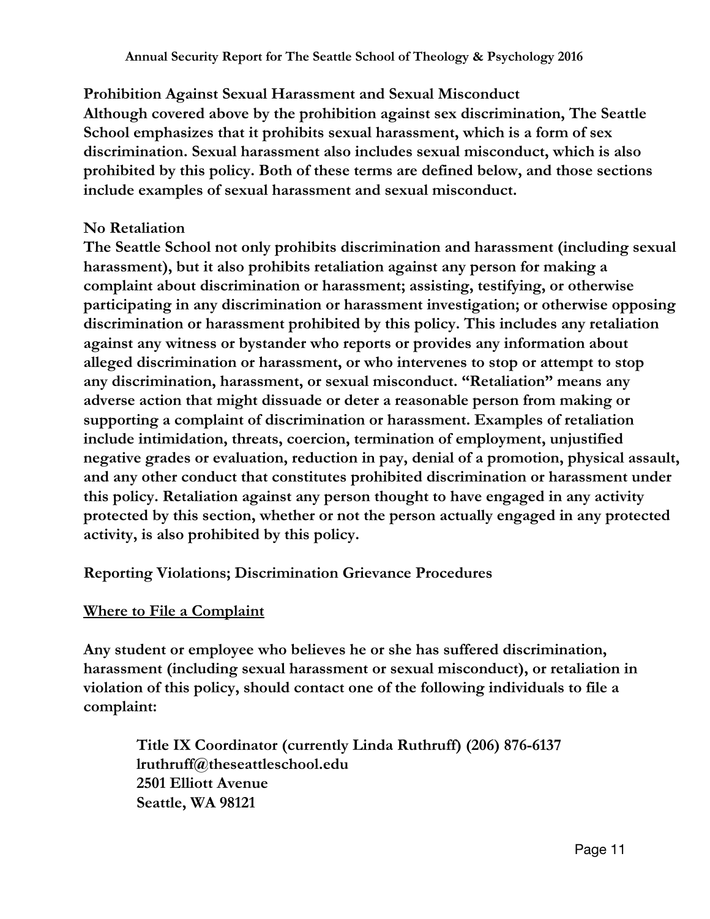**Prohibition Against Sexual Harassment and Sexual Misconduct**
**Although covered above by the prohibition against sex discrimination, The Seattle School emphasizes that it prohibits sexual harassment, which is a form of sex discrimination. Sexual harassment also includes sexual misconduct, which is also prohibited by this policy. Both of these terms are defined below, and those sections include examples of sexual harassment and sexual misconduct.**

**No Retaliation**
**The Seattle School not only prohibits discrimination and harassment (including sexual harassment), but it also prohibits retaliation against any person for making a complaint about discrimination or harassment; assisting, testifying, or otherwise participating in any discrimination or harassment investigation; or otherwise opposing discrimination or harassment prohibited by this policy. This includes any retaliation against any witness or bystander who reports or provides any information about alleged discrimination or harassment, or who intervenes to stop or attempt to stop any discrimination, harassment, or sexual misconduct. "Retaliation" means any adverse action that might dissuade or deter a reasonable person from making or supporting a complaint of discrimination or harassment. Examples of retaliation include intimidation, threats, coercion, termination of employment, unjustified negative grades or evaluation, reduction in pay, denial of a promotion, physical assault, and any other conduct that constitutes prohibited discrimination or harassment under this policy. Retaliation against any person thought to have engaged in any activity protected by this section, whether or not the person actually engaged in any protected activity, is also prohibited by this policy.**

**Reporting Violations; Discrimination Grievance Procedures**

**<u>Where to File a Complaint</u>**

**Any student or employee who believes he or she has suffered discrimination, harassment (including sexual harassment or sexual misconduct), or retaliation in violation of this policy, should contact one of the following individuals to file a complaint:**

> **Title IX Coordinator (currently Linda Ruthruff) (206) 876-6137**
> **lruthruff@theseattleschool.edu**
> **2501 Elliott Avenue**
> **Seattle, WA 98121**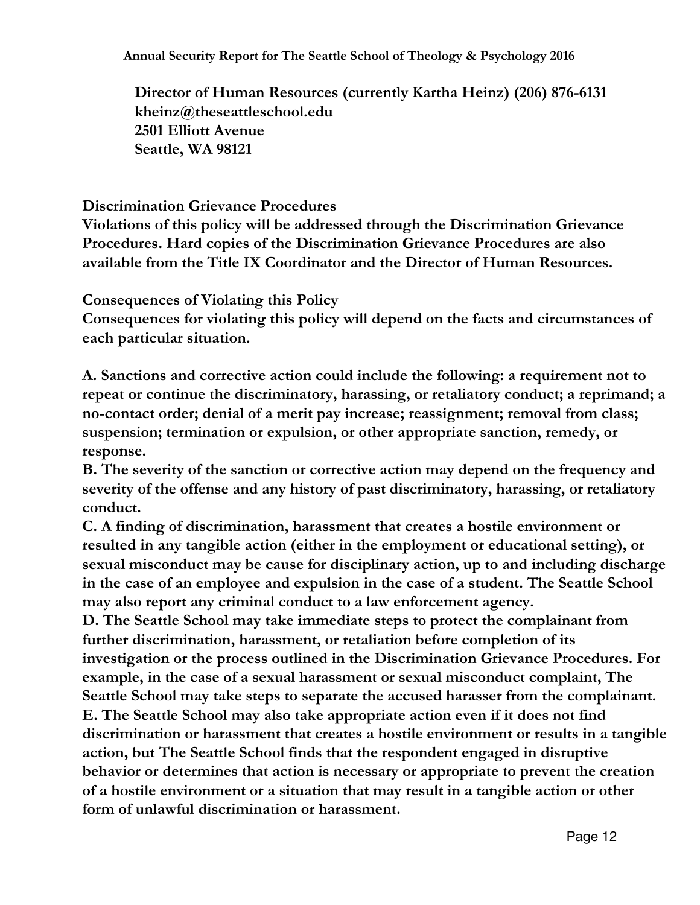**Director of Human Resources (currently Kartha Heinz) (206) 876-6131**
**kheinz@theseattleschool.edu**
**2501 Elliott Avenue**
**Seattle, WA 98121**

**Discrimination Grievance Procedures**

**Violations of this policy will be addressed through the Discrimination Grievance Procedures. Hard copies of the Discrimination Grievance Procedures are also available from the Title IX Coordinator and the Director of Human Resources.**

**Consequences of Violating this Policy**

**Consequences for violating this policy will depend on the facts and circumstances of each particular situation.**

**A. Sanctions and corrective action could include the following: a requirement not to repeat or continue the discriminatory, harassing, or retaliatory conduct; a reprimand; a no-contact order; denial of a merit pay increase; reassignment; removal from class; suspension; termination or expulsion, or other appropriate sanction, remedy, or response.**

**B. The severity of the sanction or corrective action may depend on the frequency and severity of the offense and any history of past discriminatory, harassing, or retaliatory conduct.**

**C. A finding of discrimination, harassment that creates a hostile environment or resulted in any tangible action (either in the employment or educational setting), or sexual misconduct may be cause for disciplinary action, up to and including discharge in the case of an employee and expulsion in the case of a student. The Seattle School may also report any criminal conduct to a law enforcement agency.**

**D. The Seattle School may take immediate steps to protect the complainant from further discrimination, harassment, or retaliation before completion of its investigation or the process outlined in the Discrimination Grievance Procedures. For example, in the case of a sexual harassment or sexual misconduct complaint, The Seattle School may take steps to separate the accused harasser from the complainant.**

**E. The Seattle School may also take appropriate action even if it does not find discrimination or harassment that creates a hostile environment or results in a tangible action, but The Seattle School finds that the respondent engaged in disruptive behavior or determines that action is necessary or appropriate to prevent the creation of a hostile environment or a situation that may result in a tangible action or other form of unlawful discrimination or harassment.**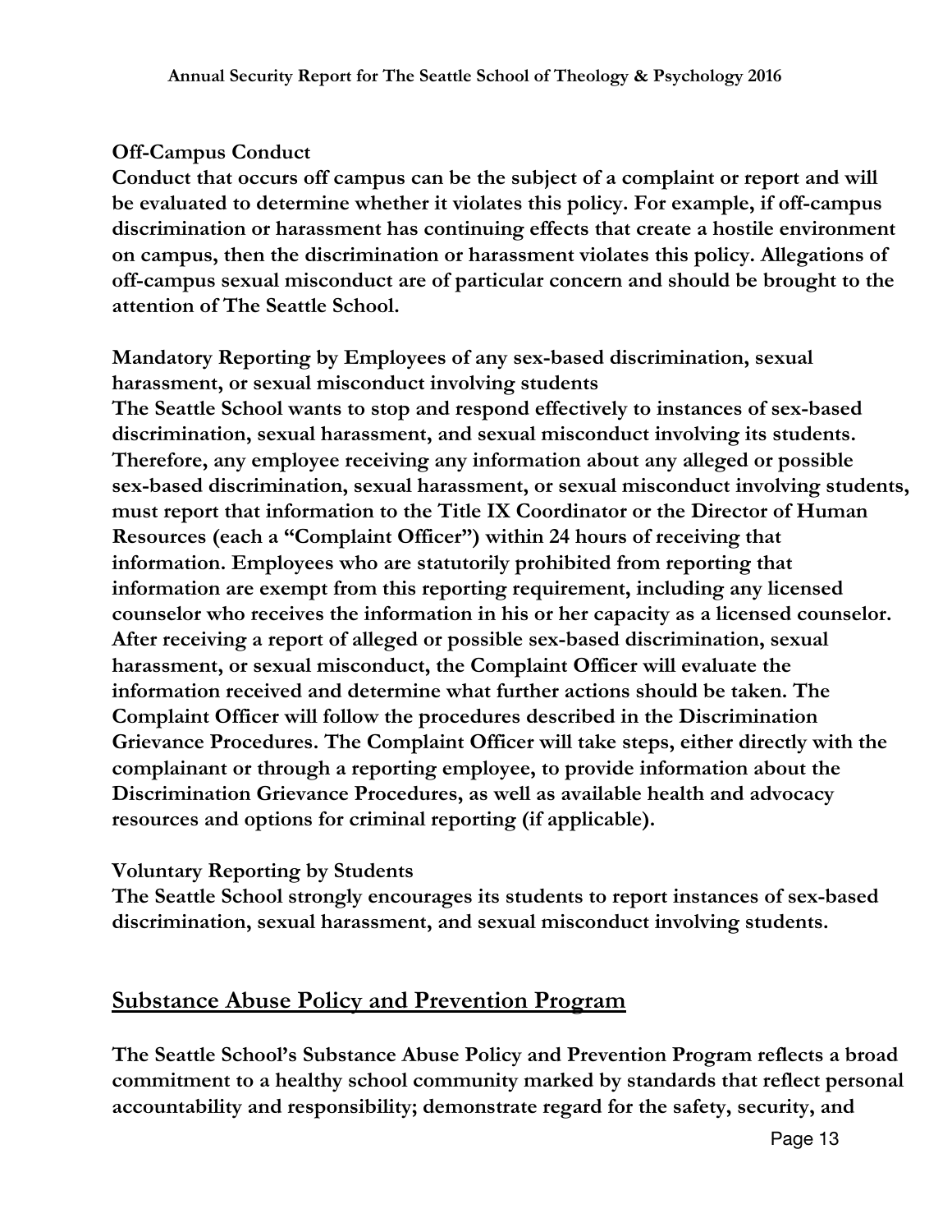**Off-Campus Conduct**

**Conduct that occurs off campus can be the subject of a complaint or report and will be evaluated to determine whether it violates this policy. For example, if off-campus discrimination or harassment has continuing effects that create a hostile environment on campus, then the discrimination or harassment violates this policy. Allegations of off-campus sexual misconduct are of particular concern and should be brought to the attention of The Seattle School.**

**Mandatory Reporting by Employees of any sex-based discrimination, sexual harassment, or sexual misconduct involving students**

**The Seattle School wants to stop and respond effectively to instances of sex-based discrimination, sexual harassment, and sexual misconduct involving its students. Therefore, any employee receiving any information about any alleged or possible sex-based discrimination, sexual harassment, or sexual misconduct involving students, must report that information to the Title IX Coordinator or the Director of Human Resources (each a "Complaint Officer") within 24 hours of receiving that information. Employees who are statutorily prohibited from reporting that information are exempt from this reporting requirement, including any licensed counselor who receives the information in his or her capacity as a licensed counselor. After receiving a report of alleged or possible sex-based discrimination, sexual harassment, or sexual misconduct, the Complaint Officer will evaluate the information received and determine what further actions should be taken. The Complaint Officer will follow the procedures described in the Discrimination Grievance Procedures. The Complaint Officer will take steps, either directly with the complainant or through a reporting employee, to provide information about the Discrimination Grievance Procedures, as well as available health and advocacy resources and options for criminal reporting (if applicable).**

**Voluntary Reporting by Students**

**The Seattle School strongly encourages its students to report instances of sex-based discrimination, sexual harassment, and sexual misconduct involving students.**

## Substance Abuse Policy and Prevention Program

**The Seattle School's Substance Abuse Policy and Prevention Program reflects a broad commitment to a healthy school community marked by standards that reflect personal accountability and responsibility; demonstrate regard for the safety, security, and**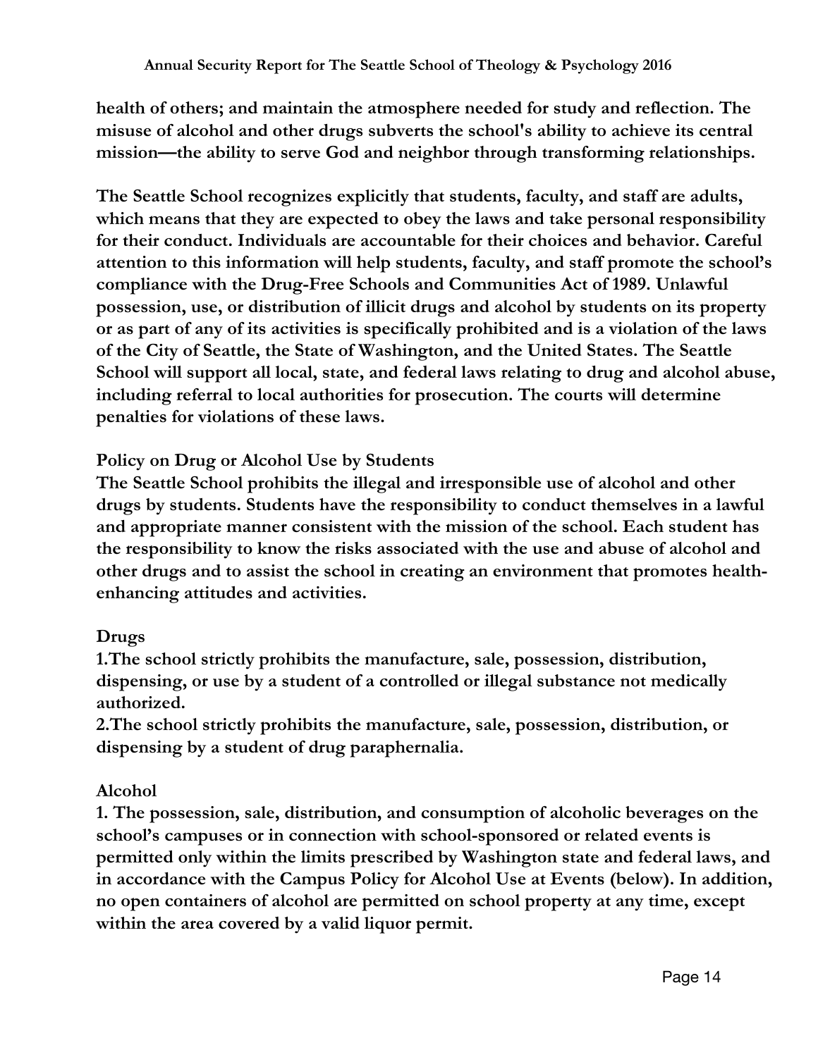health of others; and maintain the atmosphere needed for study and reflection. The misuse of alcohol and other drugs subverts the school's ability to achieve its central mission—the ability to serve God and neighbor through transforming relationships.

The Seattle School recognizes explicitly that students, faculty, and staff are adults, which means that they are expected to obey the laws and take personal responsibility for their conduct. Individuals are accountable for their choices and behavior. Careful attention to this information will help students, faculty, and staff promote the school's compliance with the Drug-Free Schools and Communities Act of 1989. Unlawful possession, use, or distribution of illicit drugs and alcohol by students on its property or as part of any of its activities is specifically prohibited and is a violation of the laws of the City of Seattle, the State of Washington, and the United States. The Seattle School will support all local, state, and federal laws relating to drug and alcohol abuse, including referral to local authorities for prosecution. The courts will determine penalties for violations of these laws.

## Policy on Drug or Alcohol Use by Students

The Seattle School prohibits the illegal and irresponsible use of alcohol and other drugs by students. Students have the responsibility to conduct themselves in a lawful and appropriate manner consistent with the mission of the school. Each student has the responsibility to know the risks associated with the use and abuse of alcohol and other drugs and to assist the school in creating an environment that promotes health-enhancing attitudes and activities.

### Drugs

1. The school strictly prohibits the manufacture, sale, possession, distribution, dispensing, or use by a student of a controlled or illegal substance not medically authorized.
2. The school strictly prohibits the manufacture, sale, possession, distribution, or dispensing by a student of drug paraphernalia.

### Alcohol

1. The possession, sale, distribution, and consumption of alcoholic beverages on the school's campuses or in connection with school-sponsored or related events is permitted only within the limits prescribed by Washington state and federal laws, and in accordance with the Campus Policy for Alcohol Use at Events (below). In addition, no open containers of alcohol are permitted on school property at any time, except within the area covered by a valid liquor permit.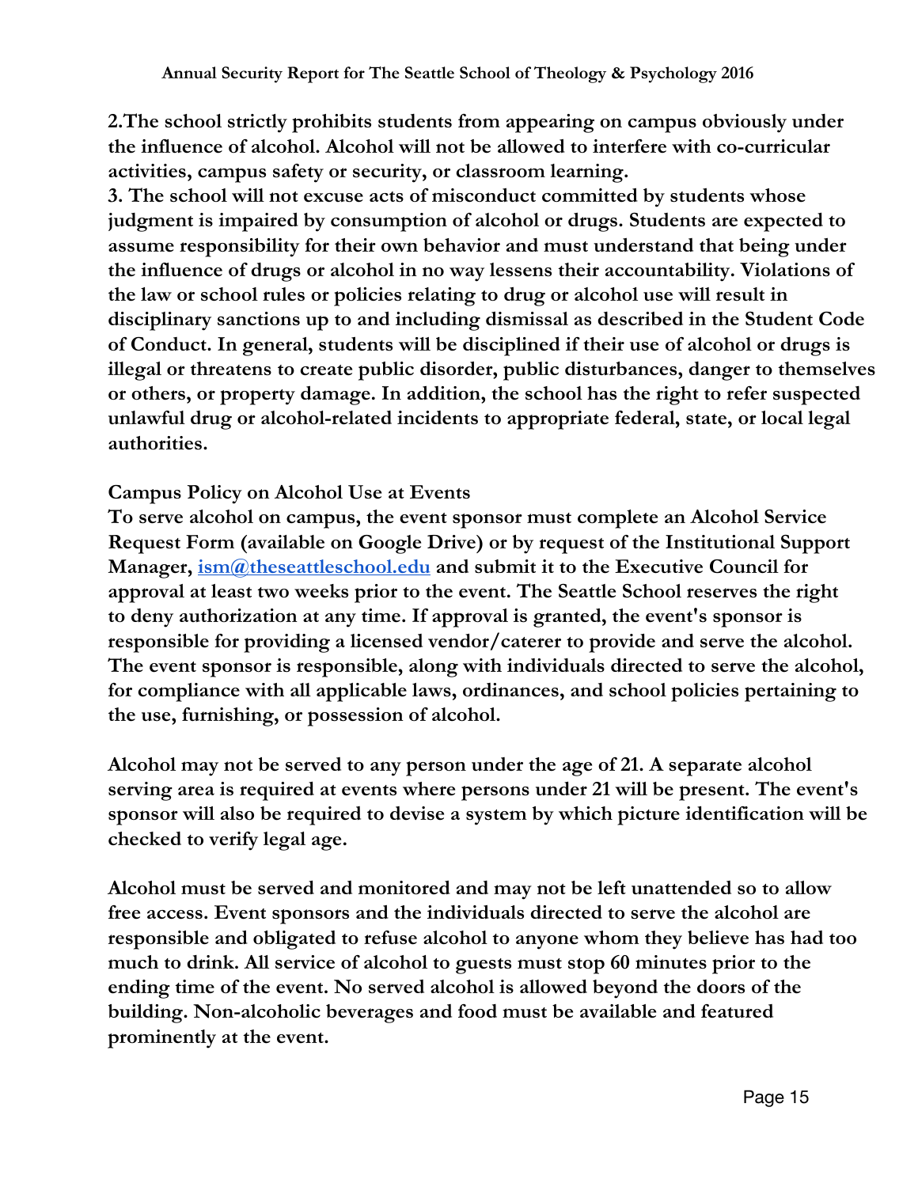**2.The school strictly prohibits students from appearing on campus obviously under the influence of alcohol. Alcohol will not be allowed to interfere with co-curricular activities, campus safety or security, or classroom learning.**

**3. The school will not excuse acts of misconduct committed by students whose judgment is impaired by consumption of alcohol or drugs. Students are expected to assume responsibility for their own behavior and must understand that being under the influence of drugs or alcohol in no way lessens their accountability. Violations of the law or school rules or policies relating to drug or alcohol use will result in disciplinary sanctions up to and including dismissal as described in the Student Code of Conduct. In general, students will be disciplined if their use of alcohol or drugs is illegal or threatens to create public disorder, public disturbances, danger to themselves or others, or property damage. In addition, the school has the right to refer suspected unlawful drug or alcohol-related incidents to appropriate federal, state, or local legal authorities.**

**Campus Policy on Alcohol Use at Events**

**To serve alcohol on campus, the event sponsor must complete an Alcohol Service Request Form (available on Google Drive) or by request of the Institutional Support Manager, [ism@theseattleschool.edu](mailto:ism@theseattleschool.edu) and submit it to the Executive Council for approval at least two weeks prior to the event. The Seattle School reserves the right to deny authorization at any time. If approval is granted, the event's sponsor is responsible for providing a licensed vendor/caterer to provide and serve the alcohol. The event sponsor is responsible, along with individuals directed to serve the alcohol, for compliance with all applicable laws, ordinances, and school policies pertaining to the use, furnishing, or possession of alcohol.**

**Alcohol may not be served to any person under the age of 21. A separate alcohol serving area is required at events where persons under 21 will be present. The event's sponsor will also be required to devise a system by which picture identification will be checked to verify legal age.**

**Alcohol must be served and monitored and may not be left unattended so to allow free access. Event sponsors and the individuals directed to serve the alcohol are responsible and obligated to refuse alcohol to anyone whom they believe has had too much to drink. All service of alcohol to guests must stop 60 minutes prior to the ending time of the event. No served alcohol is allowed beyond the doors of the building. Non-alcoholic beverages and food must be available and featured prominently at the event.**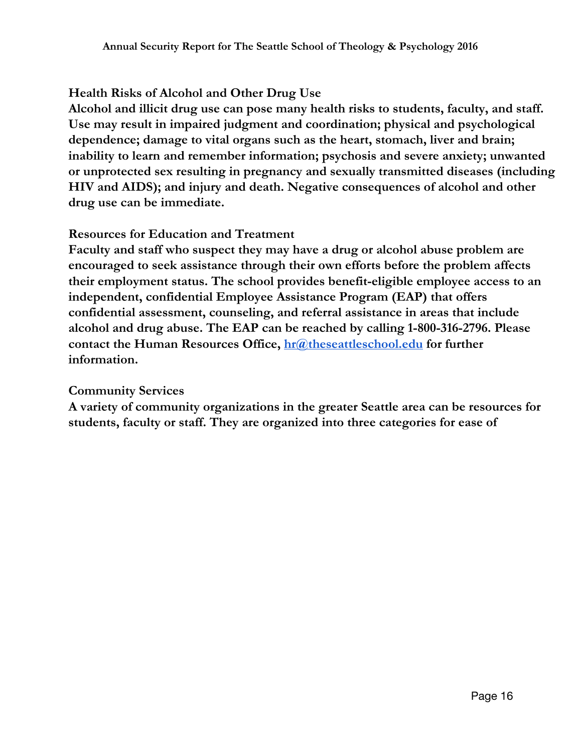### Health Risks of Alcohol and Other Drug Use

**Alcohol and illicit drug use can pose many health risks to students, faculty, and staff. Use may result in impaired judgment and coordination; physical and psychological dependence; damage to vital organs such as the heart, stomach, liver and brain; inability to learn and remember information; psychosis and severe anxiety; unwanted or unprotected sex resulting in pregnancy and sexually transmitted diseases (including HIV and AIDS); and injury and death. Negative consequences of alcohol and other drug use can be immediate.**

### Resources for Education and Treatment

**Faculty and staff who suspect they may have a drug or alcohol abuse problem are encouraged to seek assistance through their own efforts before the problem affects their employment status. The school provides benefit-eligible employee access to an independent, confidential Employee Assistance Program (EAP) that offers confidential assessment, counseling, and referral assistance in areas that include alcohol and drug abuse. The EAP can be reached by calling 1-800-316-2796. Please contact the Human Resources Office, [hr@theseattleschool.edu](mailto:hr@theseattleschool.edu) for further information.**

### Community Services

**A variety of community organizations in the greater Seattle area can be resources for students, faculty or staff. They are organized into three categories for ease of**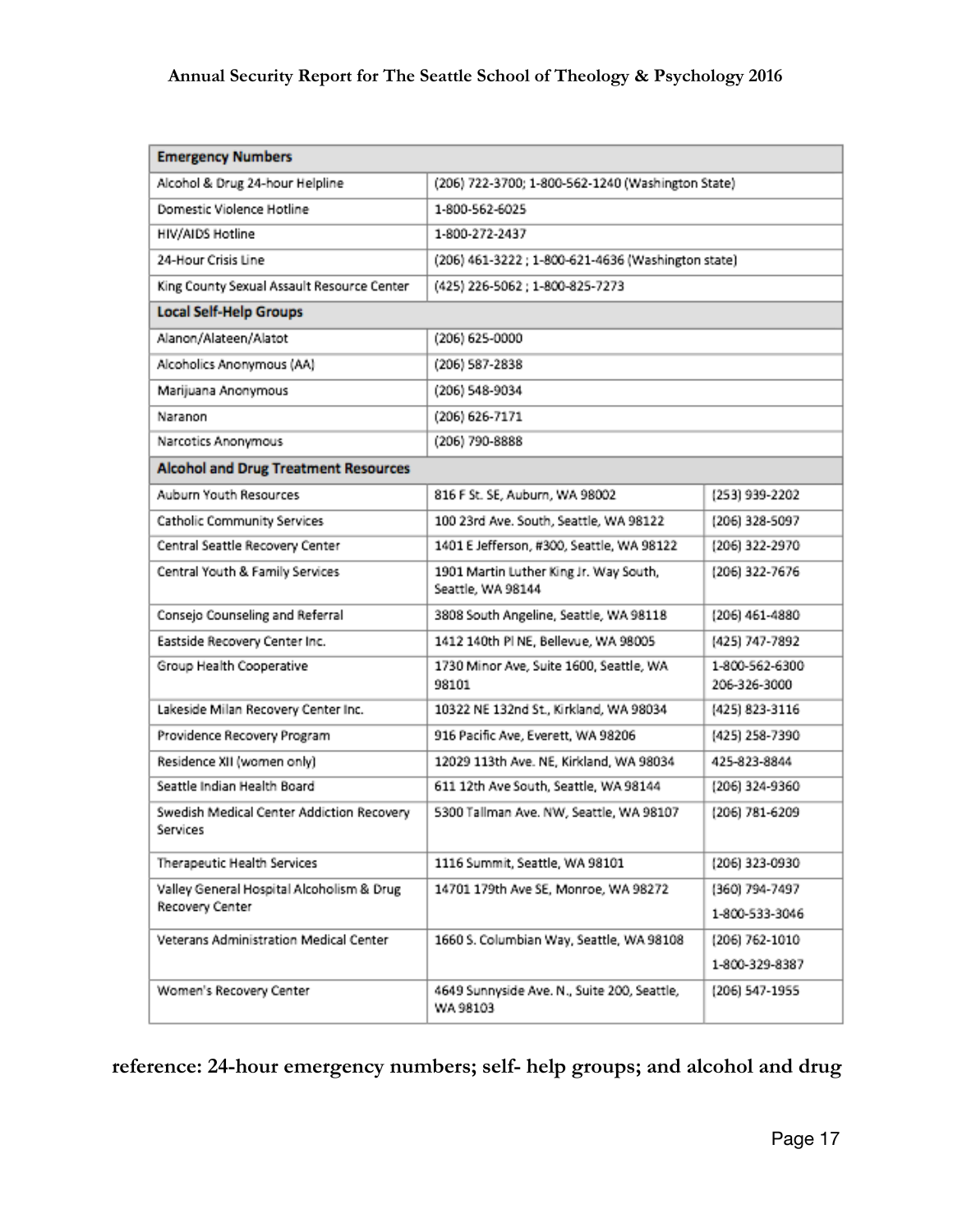| Emergency Numbers | | |
|---|---|---|
| Alcohol & Drug 24-hour Helpline | (206) 722-3700; 1-800-562-1240 (Washington State) | |
| Domestic Violence Hotline | 1-800-562-6025 | |
| HIV/AIDS Hotline | 1-800-272-2437 | |
| 24-Hour Crisis Line | (206) 461-3222 ; 1-800-621-4636 (Washington state) | |
| King County Sexual Assault Resource Center | (425) 226-5062 ; 1-800-825-7273 | |
| **Local Self-Help Groups** | | |
| Alanon/Alateen/Alatot | (206) 625-0000 | |
| Alcoholics Anonymous (AA) | (206) 587-2838 | |
| Marijuana Anonymous | (206) 548-9034 | |
| Naranon | (206) 626-7171 | |
| Narcotics Anonymous | (206) 790-8888 | |
| **Alcohol and Drug Treatment Resources** | | |
| Auburn Youth Resources | 816 F St. SE, Auburn, WA 98002 | (253) 939-2202 |
| Catholic Community Services | 100 23rd Ave. South, Seattle, WA 98122 | (206) 328-5097 |
| Central Seattle Recovery Center | 1401 E Jefferson, #300, Seattle, WA 98122 | (206) 322-2970 |
| Central Youth & Family Services | 1901 Martin Luther King Jr. Way South, Seattle, WA 98144 | (206) 322-7676 |
| Consejo Counseling and Referral | 3808 South Angeline, Seattle, WA 98118 | (206) 461-4880 |
| Eastside Recovery Center Inc. | 1412 140th Pl NE, Bellevue, WA 98005 | (425) 747-7892 |
| Group Health Cooperative | 1730 Minor Ave, Suite 1600, Seattle, WA 98101 | 1-800-562-6300 206-326-3000 |
| Lakeside Milan Recovery Center Inc. | 10322 NE 132nd St., Kirkland, WA 98034 | (425) 823-3116 |
| Providence Recovery Program | 916 Pacific Ave, Everett, WA 98206 | (425) 258-7390 |
| Residence XII (women only) | 12029 113th Ave. NE, Kirkland, WA 98034 | 425-823-8844 |
| Seattle Indian Health Board | 611 12th Ave South, Seattle, WA 98144 | (206) 324-9360 |
| Swedish Medical Center Addiction Recovery Services | 5300 Tallman Ave. NW, Seattle, WA 98107 | (206) 781-6209 |
| Therapeutic Health Services | 1116 Summit, Seattle, WA 98101 | (206) 323-0930 |
| Valley General Hospital Alcoholism & Drug Recovery Center | 14701 179th Ave SE, Monroe, WA 98272 | (360) 794-7497 1-800-533-3046 |
| Veterans Administration Medical Center | 1660 S. Columbian Way, Seattle, WA 98108 | (206) 762-1010 1-800-329-8387 |
| Women's Recovery Center | 4649 Sunnyside Ave. N., Suite 200, Seattle, WA 98103 | (206) 547-1955 |

**reference: 24-hour emergency numbers; self- help groups; and alcohol and drug**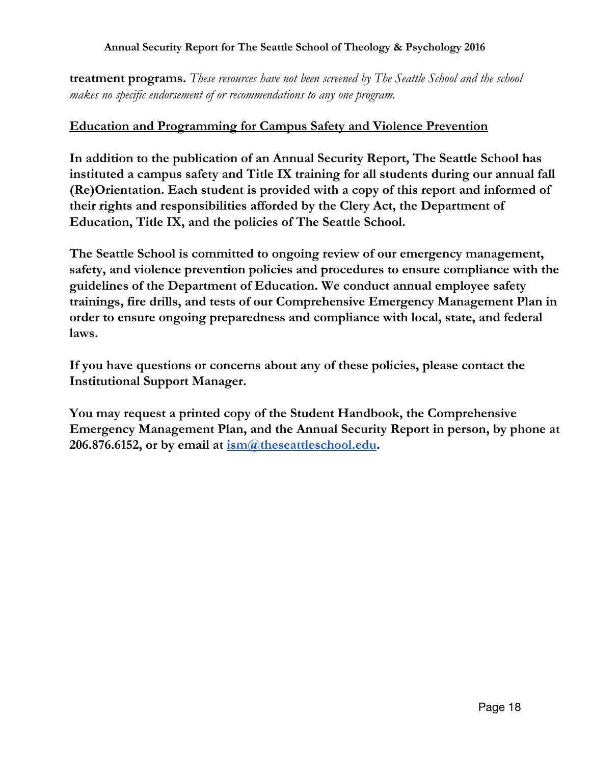**treatment programs.** *These resources have not been screened by The Seattle School and the school makes no specific endorsement of or recommendations to any one program.*

## Education and Programming for Campus Safety and Violence Prevention

**In addition to the publication of an Annual Security Report, The Seattle School has instituted a campus safety and Title IX training for all students during our annual fall (Re)Orientation. Each student is provided with a copy of this report and informed of their rights and responsibilities afforded by the Clery Act, the Department of Education, Title IX, and the policies of The Seattle School.**

**The Seattle School is committed to ongoing review of our emergency management, safety, and violence prevention policies and procedures to ensure compliance with the guidelines of the Department of Education. We conduct annual employee safety trainings, fire drills, and tests of our Comprehensive Emergency Management Plan in order to ensure ongoing preparedness and compliance with local, state, and federal laws.**

**If you have questions or concerns about any of these policies, please contact the Institutional Support Manager.**

**You may request a printed copy of the Student Handbook, the Comprehensive Emergency Management Plan, and the Annual Security Report in person, by phone at 206.876.6152, or by email at [ism@theseattleschool.edu](mailto:ism@theseattleschool.edu).**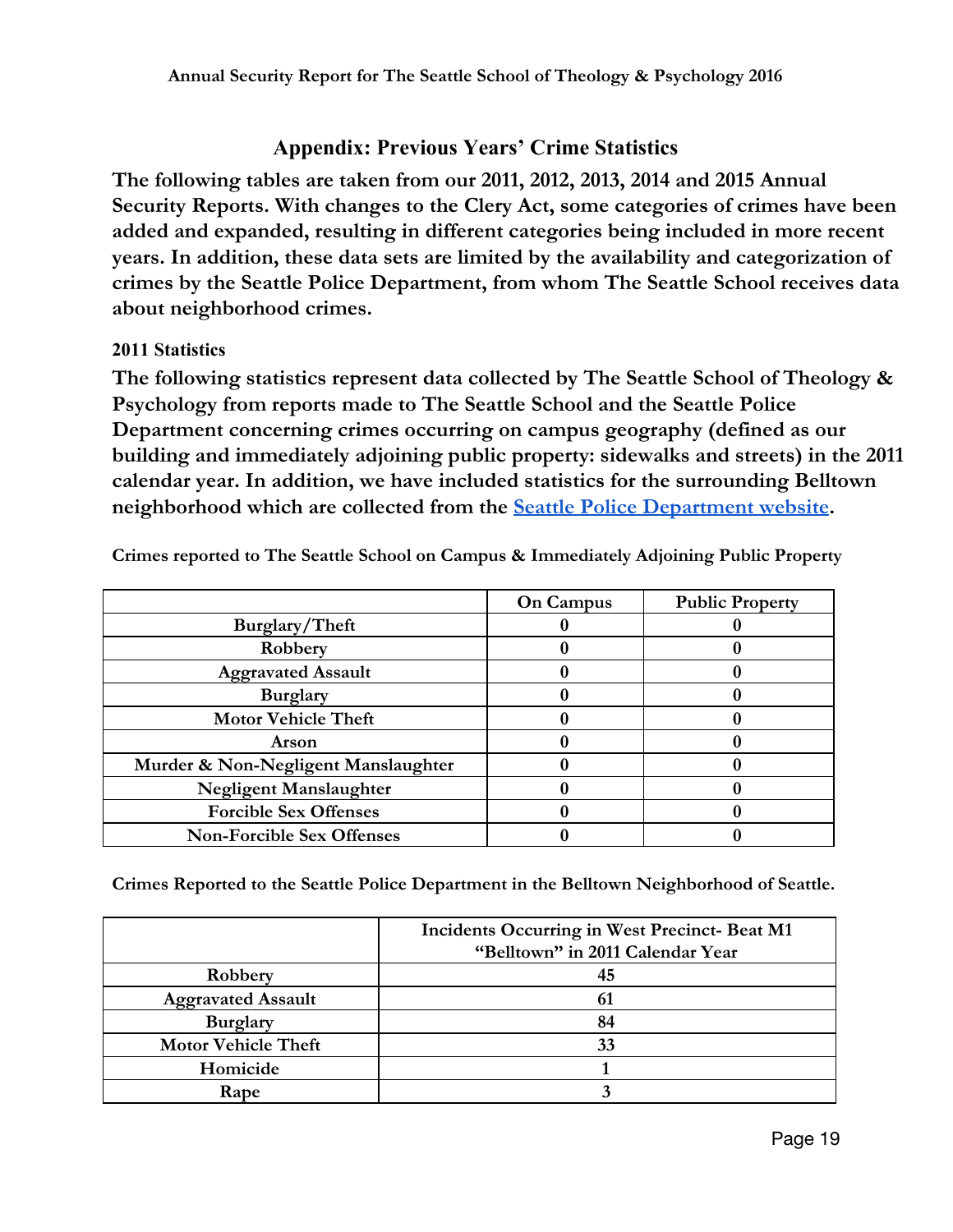## Appendix: Previous Years' Crime Statistics

**The following tables are taken from our 2011, 2012, 2013, 2014 and 2015 Annual Security Reports. With changes to the Clery Act, some categories of crimes have been added and expanded, resulting in different categories being included in more recent years. In addition, these data sets are limited by the availability and categorization of crimes by the Seattle Police Department, from whom The Seattle School receives data about neighborhood crimes.**

### 2011 Statistics

**The following statistics represent data collected by The Seattle School of Theology & Psychology from reports made to The Seattle School and the Seattle Police Department concerning crimes occurring on campus geography (defined as our building and immediately adjoining public property: sidewalks and streets) in the 2011 calendar year. In addition, we have included statistics for the surrounding Belltown neighborhood which are collected from the [Seattle Police Department website](Seattle Police Department website).**

**Crimes reported to The Seattle School on Campus & Immediately Adjoining Public Property**

| | On Campus | Public Property |
|---|---|---|
| Burglary/Theft | 0 | 0 |
| Robbery | 0 | 0 |
| Aggravated Assault | 0 | 0 |
| Burglary | 0 | 0 |
| Motor Vehicle Theft | 0 | 0 |
| Arson | 0 | 0 |
| Murder & Non-Negligent Manslaughter | 0 | 0 |
| Negligent Manslaughter | 0 | 0 |
| Forcible Sex Offenses | 0 | 0 |
| Non-Forcible Sex Offenses | 0 | 0 |

**Crimes Reported to the Seattle Police Department in the Belltown Neighborhood of Seattle.**

| | Incidents Occurring in West Precinct- Beat M1 "Belltown" in 2011 Calendar Year |
|---|---|
| Robbery | 45 |
| Aggravated Assault | 61 |
| Burglary | 84 |
| Motor Vehicle Theft | 33 |
| Homicide | 1 |
| Rape | 3 |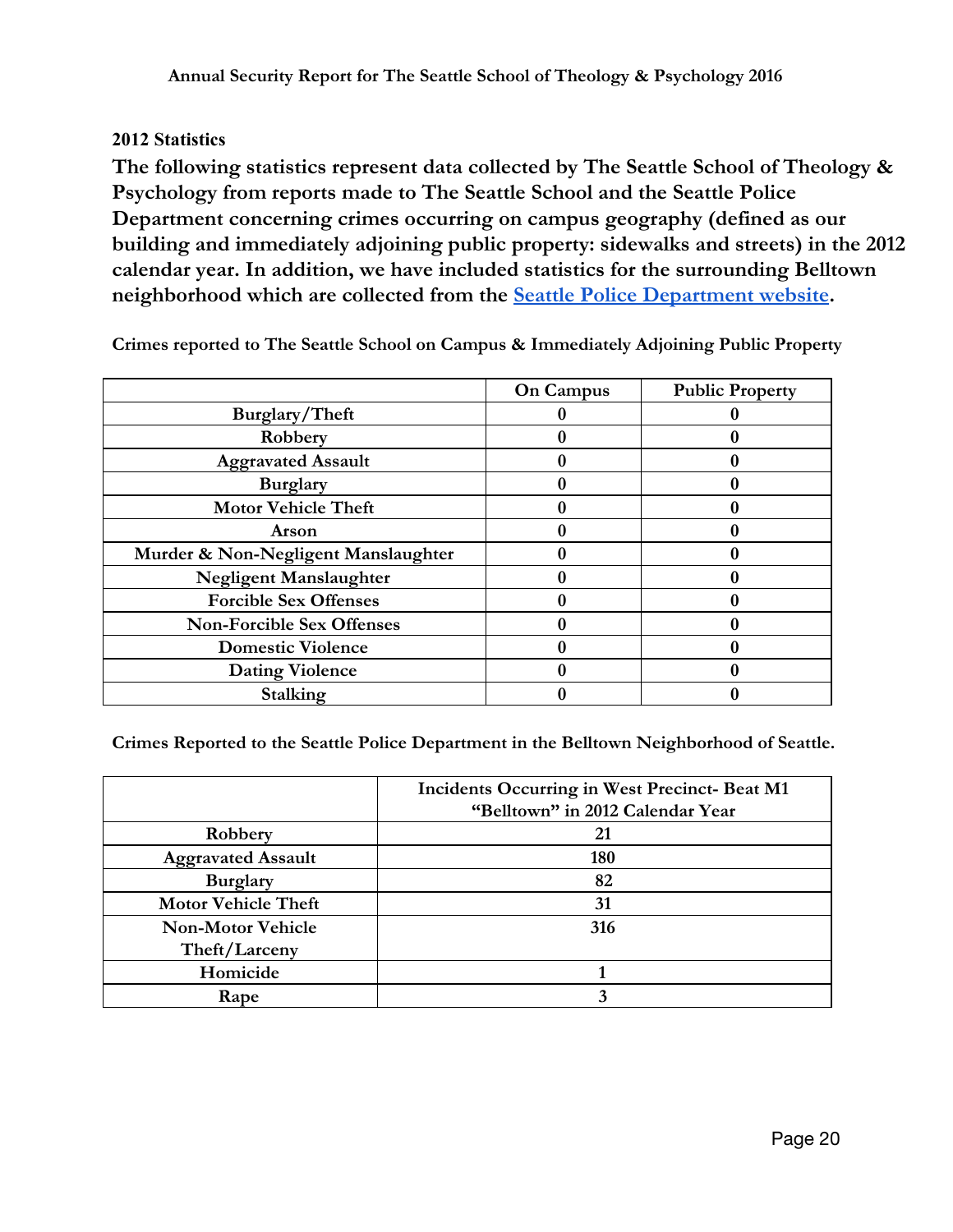## 2012 Statistics

**The following statistics represent data collected by The Seattle School of Theology & Psychology from reports made to The Seattle School and the Seattle Police Department concerning crimes occurring on campus geography (defined as our building and immediately adjoining public property: sidewalks and streets) in the 2012 calendar year. In addition, we have included statistics for the surrounding Belltown neighborhood which are collected from the [Seattle Police Department website](Seattle Police Department website).**

**Crimes reported to The Seattle School on Campus & Immediately Adjoining Public Property**

| | On Campus | Public Property |
|---|---|---|
| Burglary/Theft | 0 | 0 |
| Robbery | 0 | 0 |
| Aggravated Assault | 0 | 0 |
| Burglary | 0 | 0 |
| Motor Vehicle Theft | 0 | 0 |
| Arson | 0 | 0 |
| Murder & Non-Negligent Manslaughter | 0 | 0 |
| Negligent Manslaughter | 0 | 0 |
| Forcible Sex Offenses | 0 | 0 |
| Non-Forcible Sex Offenses | 0 | 0 |
| Domestic Violence | 0 | 0 |
| Dating Violence | 0 | 0 |
| Stalking | 0 | 0 |

**Crimes Reported to the Seattle Police Department in the Belltown Neighborhood of Seattle.**

| | Incidents Occurring in West Precinct- Beat M1 "Belltown" in 2012 Calendar Year |
|---|---|
| Robbery | 21 |
| Aggravated Assault | 180 |
| Burglary | 82 |
| Motor Vehicle Theft | 31 |
| Non-Motor Vehicle Theft/Larceny | 316 |
| Homicide | 1 |
| Rape | 3 |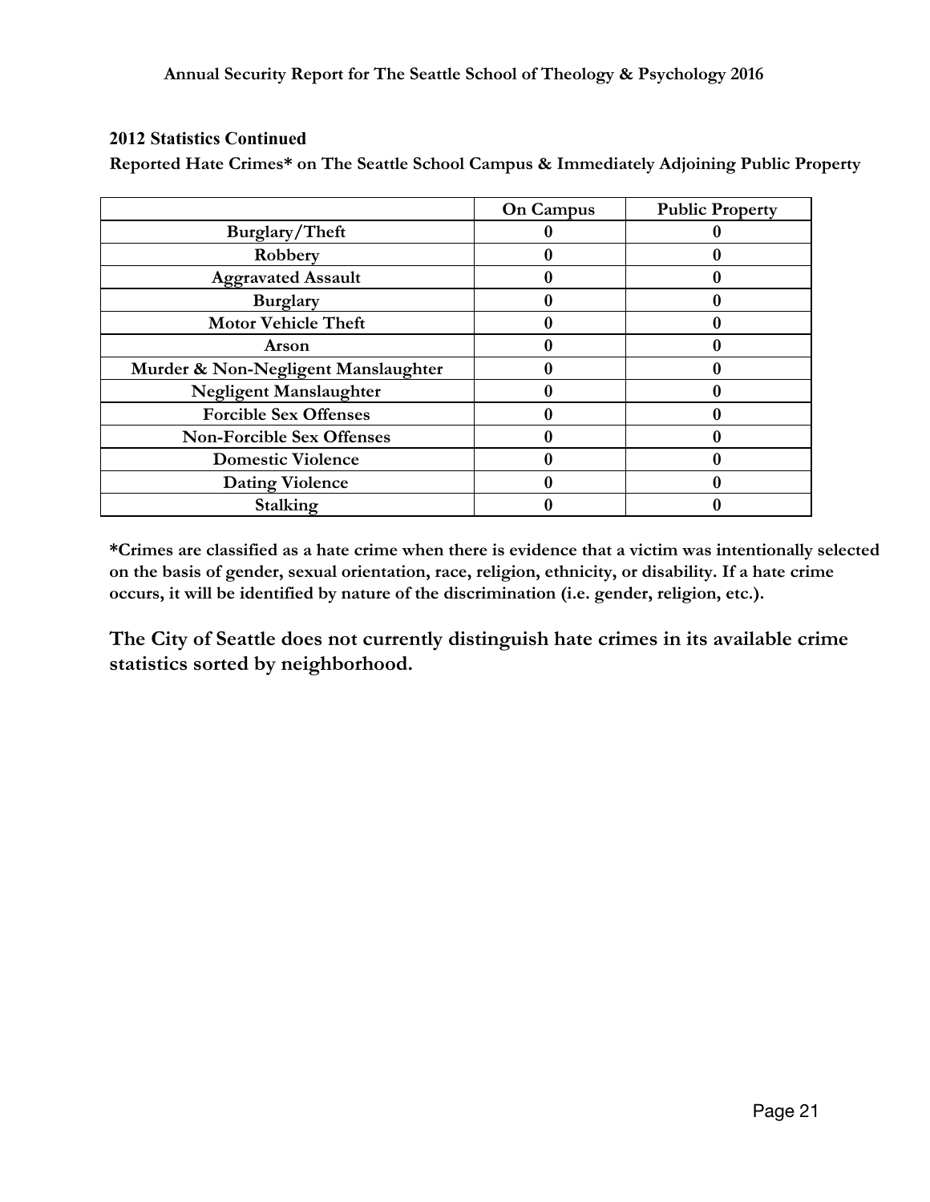**2012 Statistics Continued**

**Reported Hate Crimes* on The Seattle School Campus & Immediately Adjoining Public Property**

| | On Campus | Public Property |
|---|---|---|
| Burglary/Theft | 0 | 0 |
| Robbery | 0 | 0 |
| Aggravated Assault | 0 | 0 |
| Burglary | 0 | 0 |
| Motor Vehicle Theft | 0 | 0 |
| Arson | 0 | 0 |
| Murder & Non-Negligent Manslaughter | 0 | 0 |
| Negligent Manslaughter | 0 | 0 |
| Forcible Sex Offenses | 0 | 0 |
| Non-Forcible Sex Offenses | 0 | 0 |
| Domestic Violence | 0 | 0 |
| Dating Violence | 0 | 0 |
| Stalking | 0 | 0 |

***Crimes are classified as a hate crime when there is evidence that a victim was intentionally selected on the basis of gender, sexual orientation, race, religion, ethnicity, or disability. If a hate crime occurs, it will be identified by nature of the discrimination (i.e. gender, religion, etc.).**

**The City of Seattle does not currently distinguish hate crimes in its available crime statistics sorted by neighborhood.**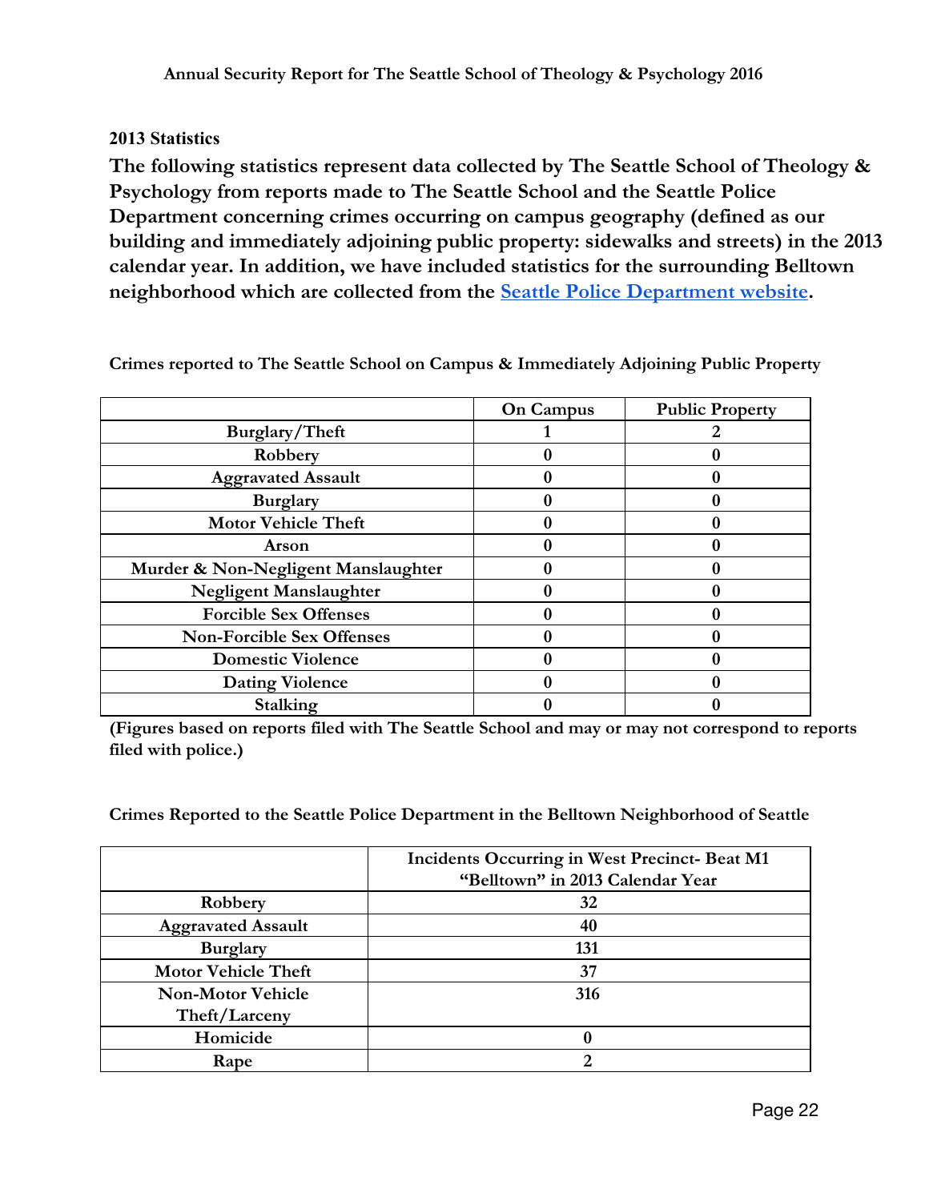### 2013 Statistics

**The following statistics represent data collected by The Seattle School of Theology & Psychology from reports made to The Seattle School and the Seattle Police Department concerning crimes occurring on campus geography (defined as our building and immediately adjoining public property: sidewalks and streets) in the 2013 calendar year. In addition, we have included statistics for the surrounding Belltown neighborhood which are collected from the [Seattle Police Department website](Seattle Police Department website).**

**Crimes reported to The Seattle School on Campus & Immediately Adjoining Public Property**

| | On Campus | Public Property |
|---|---|---|
| Burglary/Theft | 1 | 2 |
| Robbery | 0 | 0 |
| Aggravated Assault | 0 | 0 |
| Burglary | 0 | 0 |
| Motor Vehicle Theft | 0 | 0 |
| Arson | 0 | 0 |
| Murder & Non-Negligent Manslaughter | 0 | 0 |
| Negligent Manslaughter | 0 | 0 |
| Forcible Sex Offenses | 0 | 0 |
| Non-Forcible Sex Offenses | 0 | 0 |
| Domestic Violence | 0 | 0 |
| Dating Violence | 0 | 0 |
| Stalking | 0 | 0 |

**(Figures based on reports filed with The Seattle School and may or may not correspond to reports filed with police.)**

**Crimes Reported to the Seattle Police Department in the Belltown Neighborhood of Seattle**

| | Incidents Occurring in West Precinct- Beat M1 "Belltown" in 2013 Calendar Year |
|---|---|
| Robbery | 32 |
| Aggravated Assault | 40 |
| Burglary | 131 |
| Motor Vehicle Theft | 37 |
| Non-Motor Vehicle Theft/Larceny | 316 |
| Homicide | 0 |
| Rape | 2 |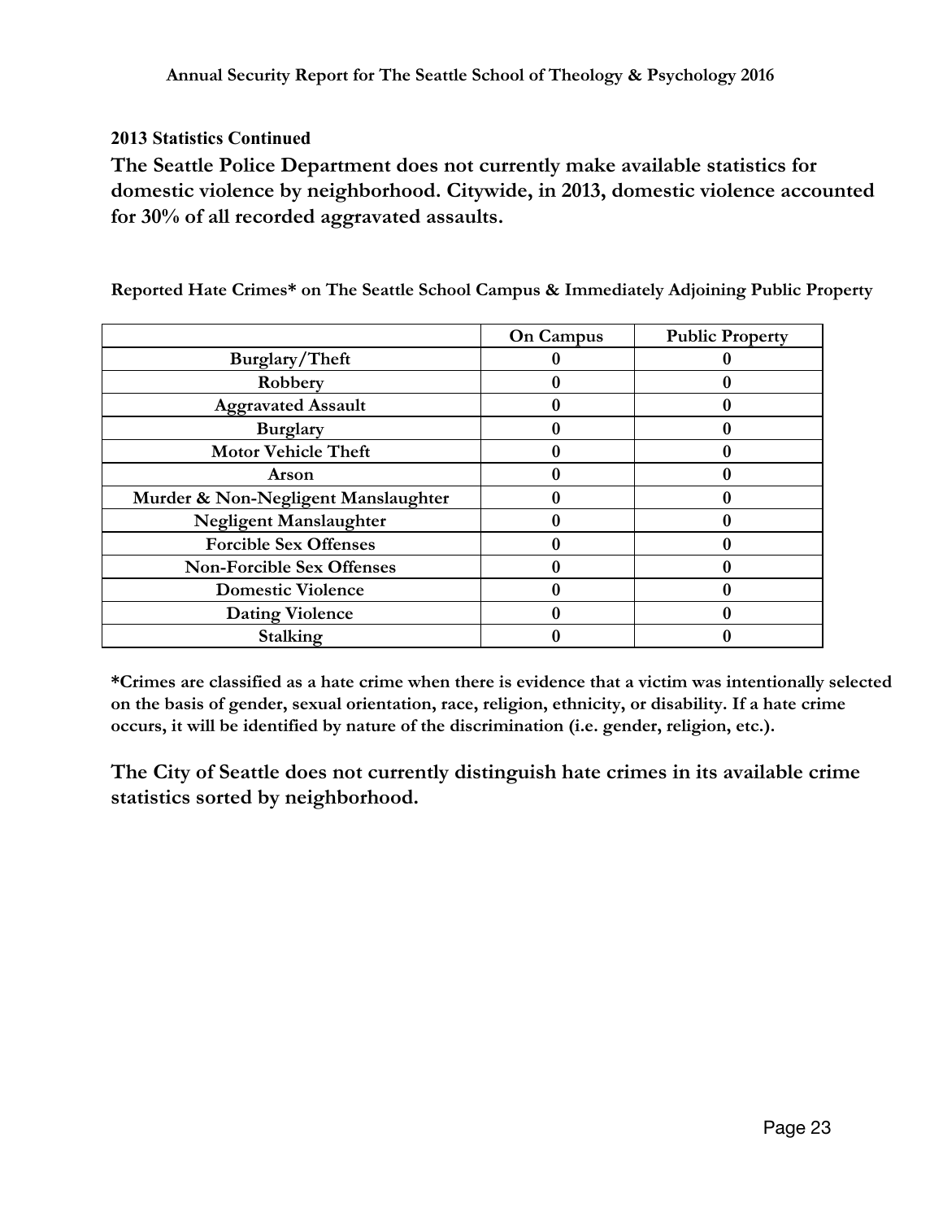### 2013 Statistics Continued

**The Seattle Police Department does not currently make available statistics for domestic violence by neighborhood. Citywide, in 2013, domestic violence accounted for 30% of all recorded aggravated assaults.**

**Reported Hate Crimes* on The Seattle School Campus & Immediately Adjoining Public Property**

| | On Campus | Public Property |
|---|---|---|
| Burglary/Theft | 0 | 0 |
| Robbery | 0 | 0 |
| Aggravated Assault | 0 | 0 |
| Burglary | 0 | 0 |
| Motor Vehicle Theft | 0 | 0 |
| Arson | 0 | 0 |
| Murder & Non-Negligent Manslaughter | 0 | 0 |
| Negligent Manslaughter | 0 | 0 |
| Forcible Sex Offenses | 0 | 0 |
| Non-Forcible Sex Offenses | 0 | 0 |
| Domestic Violence | 0 | 0 |
| Dating Violence | 0 | 0 |
| Stalking | 0 | 0 |

***Crimes are classified as a hate crime when there is evidence that a victim was intentionally selected on the basis of gender, sexual orientation, race, religion, ethnicity, or disability. If a hate crime occurs, it will be identified by nature of the discrimination (i.e. gender, religion, etc.).**

**The City of Seattle does not currently distinguish hate crimes in its available crime statistics sorted by neighborhood.**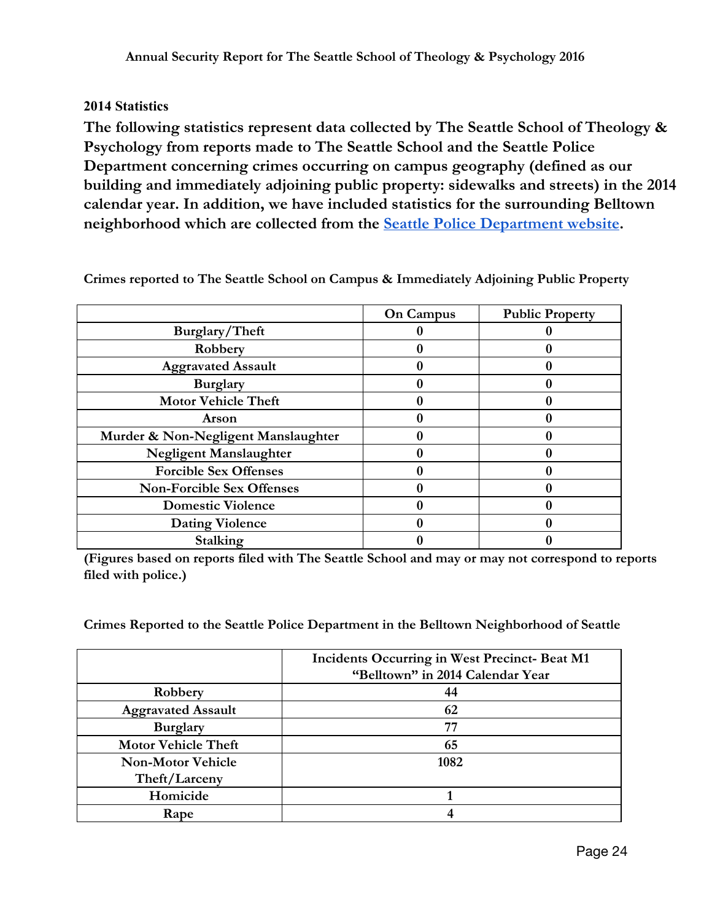## 2014 Statistics

**The following statistics represent data collected by The Seattle School of Theology & Psychology from reports made to The Seattle School and the Seattle Police Department concerning crimes occurring on campus geography (defined as our building and immediately adjoining public property: sidewalks and streets) in the 2014 calendar year. In addition, we have included statistics for the surrounding Belltown neighborhood which are collected from the Seattle Police Department website.**

**Crimes reported to The Seattle School on Campus & Immediately Adjoining Public Property**

| | On Campus | Public Property |
|---|---|---|
| Burglary/Theft | 0 | 0 |
| Robbery | 0 | 0 |
| Aggravated Assault | 0 | 0 |
| Burglary | 0 | 0 |
| Motor Vehicle Theft | 0 | 0 |
| Arson | 0 | 0 |
| Murder & Non-Negligent Manslaughter | 0 | 0 |
| Negligent Manslaughter | 0 | 0 |
| Forcible Sex Offenses | 0 | 0 |
| Non-Forcible Sex Offenses | 0 | 0 |
| Domestic Violence | 0 | 0 |
| Dating Violence | 0 | 0 |
| Stalking | 0 | 0 |

**(Figures based on reports filed with The Seattle School and may or may not correspond to reports filed with police.)**

**Crimes Reported to the Seattle Police Department in the Belltown Neighborhood of Seattle**

| | Incidents Occurring in West Precinct- Beat M1 "Belltown" in 2014 Calendar Year |
|---|---|
| Robbery | 44 |
| Aggravated Assault | 62 |
| Burglary | 77 |
| Motor Vehicle Theft | 65 |
| Non-Motor Vehicle Theft/Larceny | 1082 |
| Homicide | 1 |
| Rape | 4 |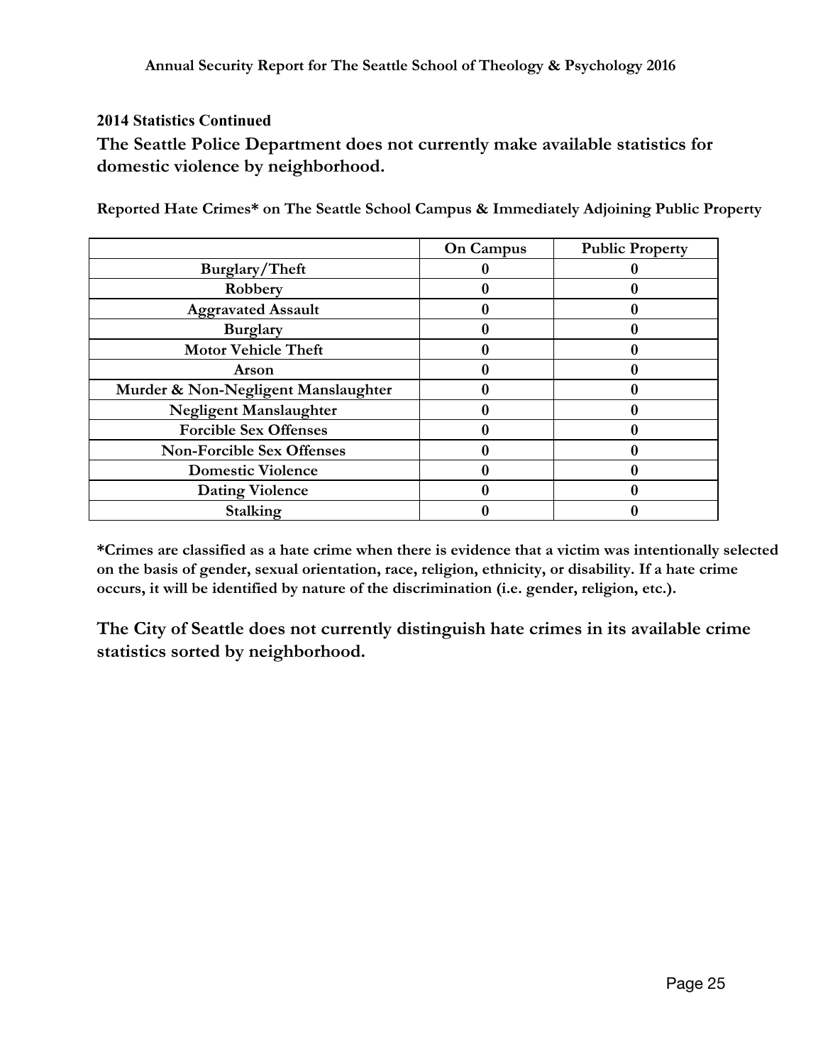**2014 Statistics Continued**

**The Seattle Police Department does not currently make available statistics for domestic violence by neighborhood.**

**Reported Hate Crimes* on The Seattle School Campus & Immediately Adjoining Public Property**

| | On Campus | Public Property |
|---|---|---|
| Burglary/Theft | 0 | 0 |
| Robbery | 0 | 0 |
| Aggravated Assault | 0 | 0 |
| Burglary | 0 | 0 |
| Motor Vehicle Theft | 0 | 0 |
| Arson | 0 | 0 |
| Murder & Non-Negligent Manslaughter | 0 | 0 |
| Negligent Manslaughter | 0 | 0 |
| Forcible Sex Offenses | 0 | 0 |
| Non-Forcible Sex Offenses | 0 | 0 |
| Domestic Violence | 0 | 0 |
| Dating Violence | 0 | 0 |
| Stalking | 0 | 0 |

***Crimes are classified as a hate crime when there is evidence that a victim was intentionally selected on the basis of gender, sexual orientation, race, religion, ethnicity, or disability. If a hate crime occurs, it will be identified by nature of the discrimination (i.e. gender, religion, etc.).**

**The City of Seattle does not currently distinguish hate crimes in its available crime statistics sorted by neighborhood.**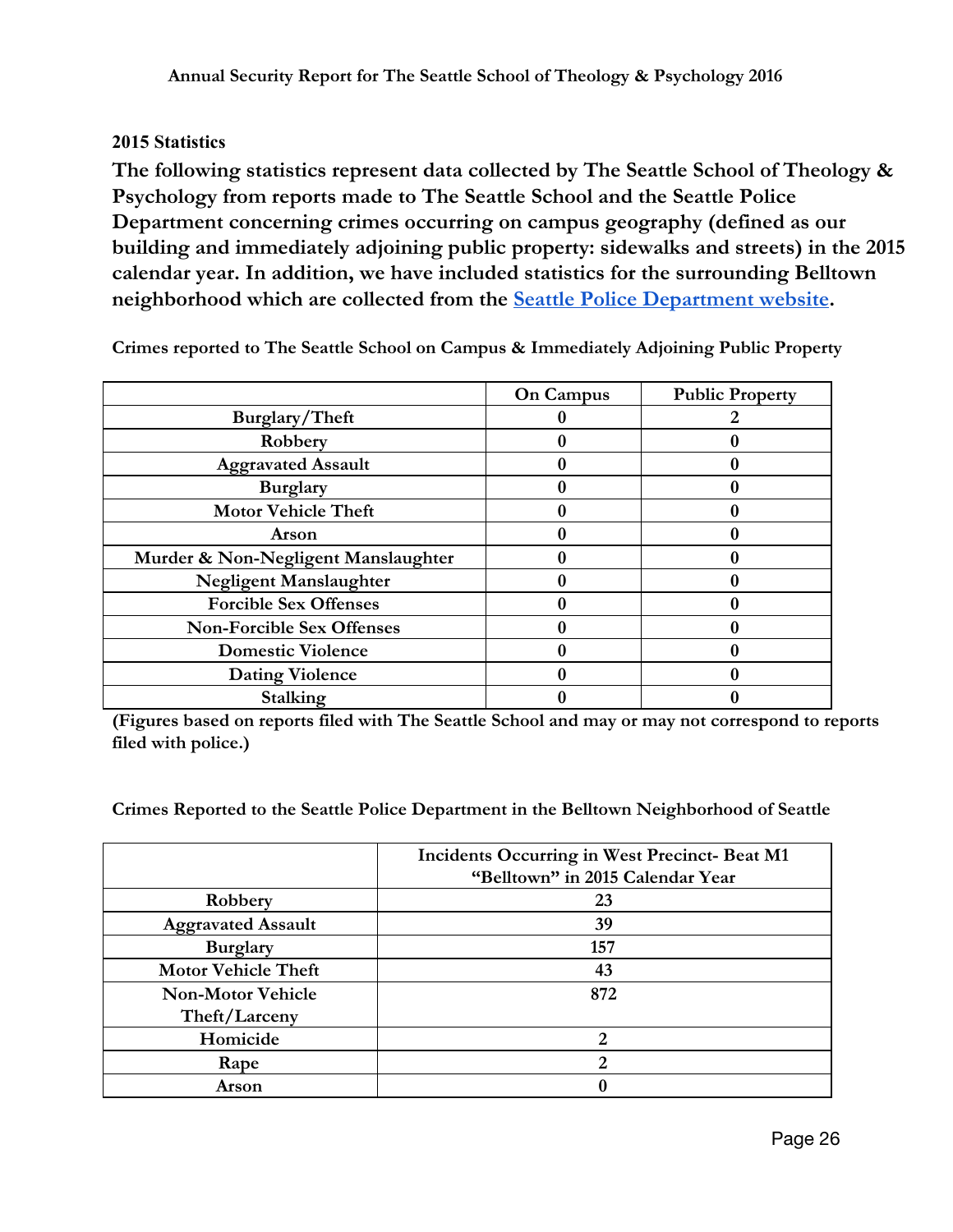### 2015 Statistics

**The following statistics represent data collected by The Seattle School of Theology & Psychology from reports made to The Seattle School and the Seattle Police Department concerning crimes occurring on campus geography (defined as our building and immediately adjoining public property: sidewalks and streets) in the 2015 calendar year. In addition, we have included statistics for the surrounding Belltown neighborhood which are collected from the [Seattle Police Department website](Seattle Police Department website).**

**Crimes reported to The Seattle School on Campus & Immediately Adjoining Public Property**

| | On Campus | Public Property |
|---|---|---|
| Burglary/Theft | 0 | 2 |
| Robbery | 0 | 0 |
| Aggravated Assault | 0 | 0 |
| Burglary | 0 | 0 |
| Motor Vehicle Theft | 0 | 0 |
| Arson | 0 | 0 |
| Murder & Non-Negligent Manslaughter | 0 | 0 |
| Negligent Manslaughter | 0 | 0 |
| Forcible Sex Offenses | 0 | 0 |
| Non-Forcible Sex Offenses | 0 | 0 |
| Domestic Violence | 0 | 0 |
| Dating Violence | 0 | 0 |
| Stalking | 0 | 0 |

**(Figures based on reports filed with The Seattle School and may or may not correspond to reports filed with police.)**

**Crimes Reported to the Seattle Police Department in the Belltown Neighborhood of Seattle**

| | Incidents Occurring in West Precinct- Beat M1 "Belltown" in 2015 Calendar Year |
|---|---|
| Robbery | 23 |
| Aggravated Assault | 39 |
| Burglary | 157 |
| Motor Vehicle Theft | 43 |
| Non-Motor Vehicle Theft/Larceny | 872 |
| Homicide | 2 |
| Rape | 2 |
| Arson | 0 |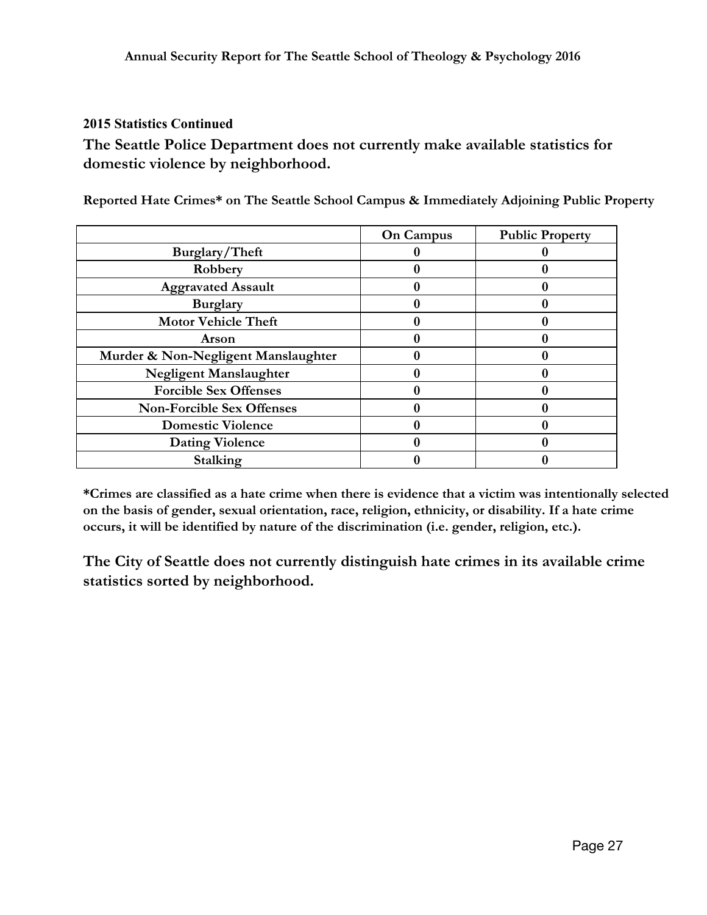**2015 Statistics Continued**

**The Seattle Police Department does not currently make available statistics for domestic violence by neighborhood.**

**Reported Hate Crimes* on The Seattle School Campus & Immediately Adjoining Public Property**

| | On Campus | Public Property |
|---|---|---|
| Burglary/Theft | 0 | 0 |
| Robbery | 0 | 0 |
| Aggravated Assault | 0 | 0 |
| Burglary | 0 | 0 |
| Motor Vehicle Theft | 0 | 0 |
| Arson | 0 | 0 |
| Murder & Non-Negligent Manslaughter | 0 | 0 |
| Negligent Manslaughter | 0 | 0 |
| Forcible Sex Offenses | 0 | 0 |
| Non-Forcible Sex Offenses | 0 | 0 |
| Domestic Violence | 0 | 0 |
| Dating Violence | 0 | 0 |
| Stalking | 0 | 0 |

**\*Crimes are classified as a hate crime when there is evidence that a victim was intentionally selected on the basis of gender, sexual orientation, race, religion, ethnicity, or disability. If a hate crime occurs, it will be identified by nature of the discrimination (i.e. gender, religion, etc.).**

**The City of Seattle does not currently distinguish hate crimes in its available crime statistics sorted by neighborhood.**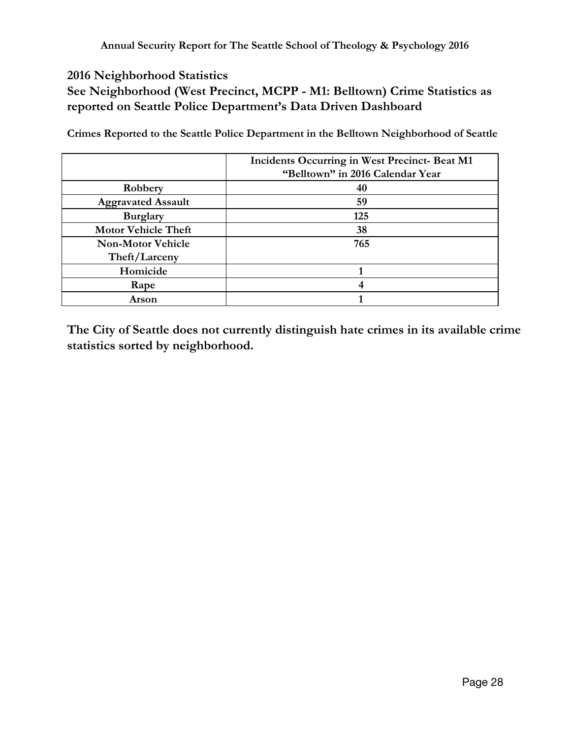## 2016 Neighborhood Statistics

## See Neighborhood (West Precinct, MCPP - M1: Belltown) Crime Statistics as reported on Seattle Police Department's Data Driven Dashboard

**Crimes Reported to the Seattle Police Department in the Belltown Neighborhood of Seattle**

| | Incidents Occurring in West Precinct- Beat M1 "Belltown" in 2016 Calendar Year |
|---|---|
| Robbery | 40 |
| Aggravated Assault | 59 |
| Burglary | 125 |
| Motor Vehicle Theft | 38 |
| Non-Motor Vehicle Theft/Larceny | 765 |
| Homicide | 1 |
| Rape | 4 |
| Arson | 1 |

**The City of Seattle does not currently distinguish hate crimes in its available crime statistics sorted by neighborhood.**